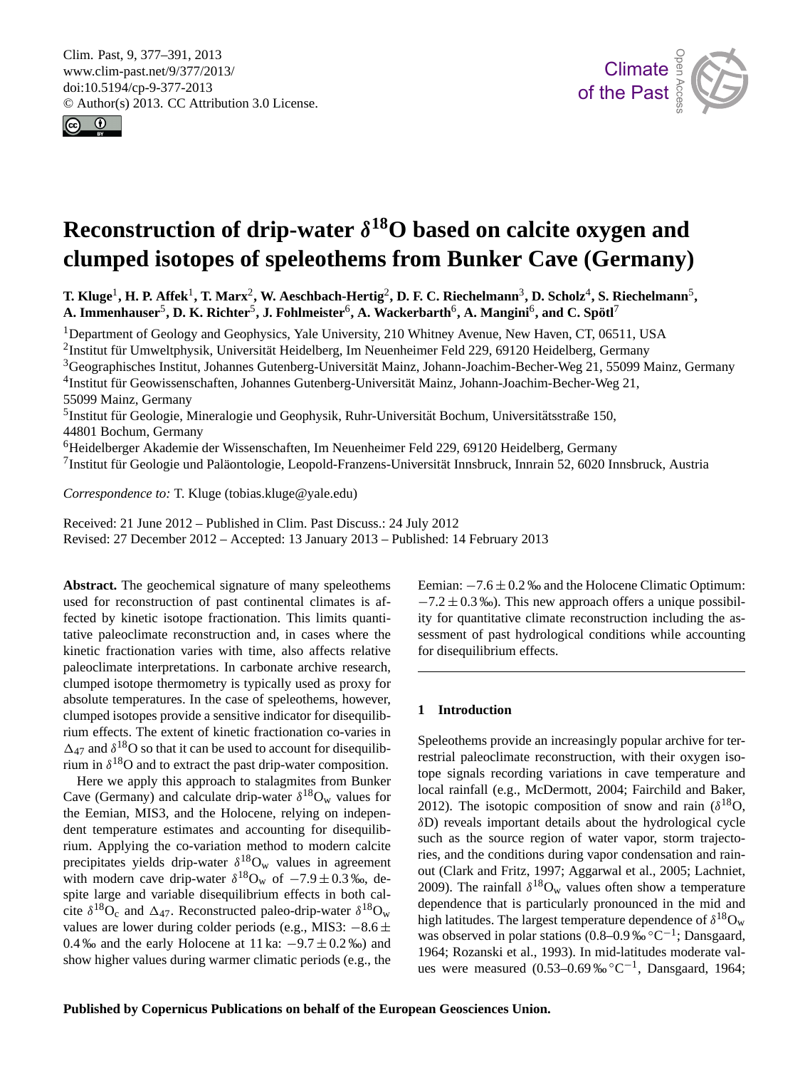# Reconstruction of drip-water $\delta^{18}$O based on calcite oxygen and clumped isotopes of speleothems from Bunker Cave (Germany)

**T. Kluge[1], H. P. Affek[1], T. Marx[2], W. Aeschbach-Hertig[2], D. F. C. Riechelmann[3], D. Scholz[4], S. Riechelmann[5], A. Immenhauser[5], D. K. Richter[5], J. Fohlmeister[6], A. Wackerbarth[6], A. Mangini[6], and C. Spötl[7]**

[1]Department of Geology and Geophysics, Yale University, 210 Whitney Avenue, New Haven, CT, 06511, USA
[2]Institut für Umweltphysik, Universität Heidelberg, Im Neuenheimer Feld 229, 69120 Heidelberg, Germany
[3]Geographisches Institut, Johannes Gutenberg-Universität Mainz, Johann-Joachim-Becher-Weg 21, 55099 Mainz, Germany
[4]Institut für Geowissenschaften, Johannes Gutenberg-Universität Mainz, Johann-Joachim-Becher-Weg 21, 55099 Mainz, Germany
[5]Institut für Geologie, Mineralogie und Geophysik, Ruhr-Universität Bochum, Universitätsstraße 150, 44801 Bochum, Germany
[6]Heidelberger Akademie der Wissenschaften, Im Neuenheimer Feld 229, 69120 Heidelberg, Germany
[7]Institut für Geologie und Paläontologie, Leopold-Franzens-Universität Innsbruck, Innrain 52, 6020 Innsbruck, Austria

*Correspondence to:* T. Kluge (tobias.kluge@yale.edu)

Received: 21 June 2012 – Published in Clim. Past Discuss.: 24 July 2012
Revised: 27 December 2012 – Accepted: 13 January 2013 – Published: 14 February 2013

**Abstract.** The geochemical signature of many speleothems used for reconstruction of past continental climates is affected by kinetic isotope fractionation. This limits quantitative paleoclimate reconstruction and, in cases where the kinetic fractionation varies with time, also affects relative paleoclimate interpretations. In carbonate archive research, clumped isotope thermometry is typically used as proxy for absolute temperatures. In the case of speleothems, however, clumped isotopes provide a sensitive indicator for disequilibrium effects. The extent of kinetic fractionation co-varies in $\Delta_{47}$ and $\delta^{18}$O so that it can be used to account for disequilibrium in $\delta^{18}$O and to extract the past drip-water composition.

Here we apply this approach to stalagmites from Bunker Cave (Germany) and calculate drip-water $\delta^{18}O_w$ values for the Eemian, MIS3, and the Holocene, relying on independent temperature estimates and accounting for disequilibrium. Applying the co-variation method to modern calcite precipitates yields drip-water $\delta^{18}O_w$ values in agreement with modern cave drip-water $\delta^{18}O_w$ of $-7.9 \pm 0.3$ ‰, despite large and variable disequilibrium effects in both calcite $\delta^{18}O_c$ and $\Delta_{47}$. Reconstructed paleo-drip-water $\delta^{18}O_w$ values are lower during colder periods (e.g., MIS3: $-8.6 \pm 0.4$ ‰ and the early Holocene at 11 ka: $-9.7 \pm 0.2$ ‰) and show higher values during warmer climatic periods (e.g., the Eemian: $-7.6 \pm 0.2$ ‰ and the Holocene Climatic Optimum: $-7.2 \pm 0.3$ ‰). This new approach offers a unique possibility for quantitative climate reconstruction including the assessment of past hydrological conditions while accounting for disequilibrium effects.

## 1 Introduction

Speleothems provide an increasingly popular archive for terrestrial paleoclimate reconstruction, with their oxygen isotope signals recording variations in cave temperature and local rainfall (e.g., McDermott, 2004; Fairchild and Baker, 2012). The isotopic composition of snow and rain ($\delta^{18}$O, $\delta$D) reveals important details about the hydrological cycle such as the source region of water vapor, storm trajectories, and the conditions during vapor condensation and rainout (Clark and Fritz, 1997; Aggarwal et al., 2005; Lachniet, 2009). The rainfall $\delta^{18}O_w$ values often show a temperature dependence that is particularly pronounced in the mid and high latitudes. The largest temperature dependence of $\delta^{18}O_w$ was observed in polar stations (0.8–0.9 ‰ °C$^{-1}$; Dansgaard, 1964; Rozanski et al., 1993). In mid-latitudes moderate values were measured (0.53–0.69 ‰ °C$^{-1}$, Dansgaard, 1964;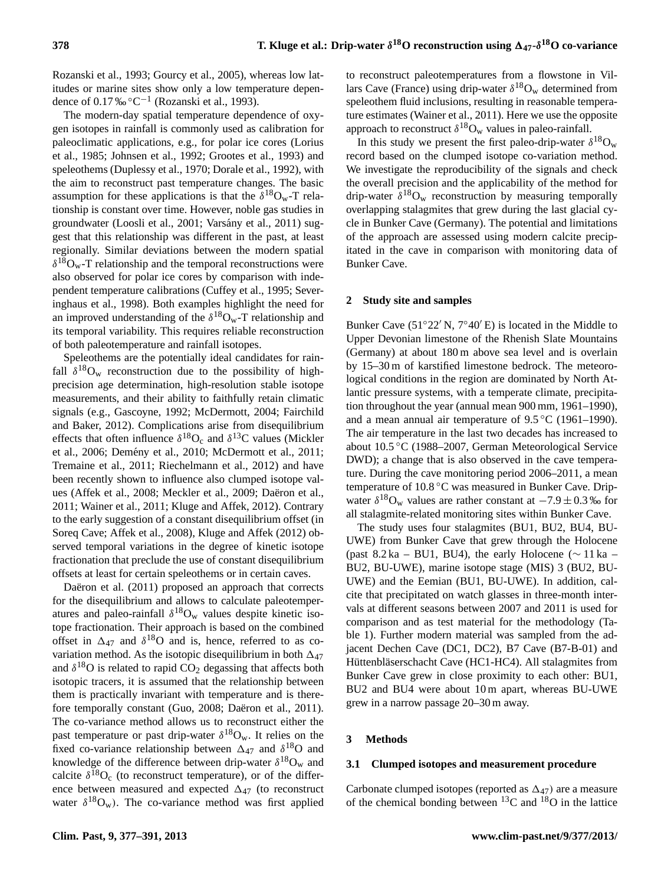Rozanski et al., 1993; Gourcy et al., 2005), whereas low latitudes or marine sites show only a low temperature dependence of 0.17 ‰ °C$^{-1}$ (Rozanski et al., 1993).

The modern-day spatial temperature dependence of oxygen isotopes in rainfall is commonly used as calibration for paleoclimatic applications, e.g., for polar ice cores (Lorius et al., 1985; Johnsen et al., 1992; Grootes et al., 1993) and speleothems (Duplessy et al., 1970; Dorale et al., 1992), with the aim to reconstruct past temperature changes. The basic assumption for these applications is that the $\delta^{18}O_w$-T relationship is constant over time. However, noble gas studies in groundwater (Loosli et al., 2001; Varsány et al., 2011) suggest that this relationship was different in the past, at least regionally. Similar deviations between the modern spatial $\delta^{18}O_w$-T relationship and the temporal reconstructions were also observed for polar ice cores by comparison with independent temperature calibrations (Cuffey et al., 1995; Severinghaus et al., 1998). Both examples highlight the need for an improved understanding of the $\delta^{18}O_w$-T relationship and its temporal variability. This requires reliable reconstruction of both paleotemperature and rainfall isotopes.

Speleothems are the potentially ideal candidates for rainfall $\delta^{18}O_w$ reconstruction due to the possibility of high-precision age determination, high-resolution stable isotope measurements, and their ability to faithfully retain climatic signals (e.g., Gascoyne, 1992; McDermott, 2004; Fairchild and Baker, 2012). Complications arise from disequilibrium effects that often influence $\delta^{18}O_c$ and $\delta^{13}C$ values (Mickler et al., 2006; Demény et al., 2010; McDermott et al., 2011; Tremaine et al., 2011; Riechelmann et al., 2012) and have been recently shown to influence also clumped isotope values (Affek et al., 2008; Meckler et al., 2009; Daëron et al., 2011; Wainer et al., 2011; Kluge and Affek, 2012). Contrary to the early suggestion of a constant disequilibrium offset (in Soreq Cave; Affek et al., 2008), Kluge and Affek (2012) observed temporal variations in the degree of kinetic isotope fractionation that preclude the use of constant disequilibrium offsets at least for certain speleothems or in certain caves.

Daëron et al. (2011) proposed an approach that corrects for the disequilibrium and allows to calculate paleotemperatures and paleo-rainfall $\delta^{18}O_w$ values despite kinetic isotope fractionation. Their approach is based on the combined offset in $\Delta_{47}$ and $\delta^{18}O$ and is, hence, referred to as co-variation method. As the isotopic disequilibrium in both $\Delta_{47}$ and $\delta^{18}O$ is related to rapid $CO_2$ degassing that affects both isotopic tracers, it is assumed that the relationship between them is practically invariant with temperature and is therefore temporally constant (Guo, 2008; Daëron et al., 2011). The co-variance method allows us to reconstruct either the past temperature or past drip-water $\delta^{18}O_w$. It relies on the fixed co-variance relationship between $\Delta_{47}$ and $\delta^{18}O$ and knowledge of the difference between drip-water $\delta^{18}O_w$ and calcite $\delta^{18}O_c$ (to reconstruct temperature), or of the difference between measured and expected $\Delta_{47}$ (to reconstruct water $\delta^{18}O_w$). The co-variance method was first applied to reconstruct paleotemperatures from a flowstone in Villars Cave (France) using drip-water $\delta^{18}O_w$ determined from speleothem fluid inclusions, resulting in reasonable temperature estimates (Wainer et al., 2011). Here we use the opposite approach to reconstruct $\delta^{18}O_w$ values in paleo-rainfall.

In this study we present the first paleo-drip-water $\delta^{18}O_w$ record based on the clumped isotope co-variation method. We investigate the reproducibility of the signals and check the overall precision and the applicability of the method for drip-water $\delta^{18}O_w$ reconstruction by measuring temporally overlapping stalagmites that grew during the last glacial cycle in Bunker Cave (Germany). The potential and limitations of the approach are assessed using modern calcite precipitated in the cave in comparison with monitoring data of Bunker Cave.

## 2 Study site and samples

Bunker Cave (51°22′ N, 7°40′ E) is located in the Middle to Upper Devonian limestone of the Rhenish Slate Mountains (Germany) at about 180 m above sea level and is overlain by 15–30 m of karstified limestone bedrock. The meteorological conditions in the region are dominated by North Atlantic pressure systems, with a temperate climate, precipitation throughout the year (annual mean 900 mm, 1961–1990), and a mean annual air temperature of 9.5 °C (1961–1990). The air temperature in the last two decades has increased to about 10.5 °C (1988–2007, German Meteorological Service DWD); a change that is also observed in the cave temperature. During the cave monitoring period 2006–2011, a mean temperature of 10.8 °C was measured in Bunker Cave. Drip-water $\delta^{18}O_w$ values are rather constant at $-7.9 \pm 0.3$ ‰ for all stalagmite-related monitoring sites within Bunker Cave.

The study uses four stalagmites (BU1, BU2, BU4, BU-UWE) from Bunker Cave that grew through the Holocene (past 8.2 ka – BU1, BU4), the early Holocene ($\sim$ 11 ka – BU2, BU-UWE), marine isotope stage (MIS) 3 (BU2, BU-UWE) and the Eemian (BU1, BU-UWE). In addition, calcite that precipitated on watch glasses in three-month intervals at different seasons between 2007 and 2011 is used for comparison and as test material for the methodology (Table 1). Further modern material was sampled from the adjacent Dechen Cave (DC1, DC2), B7 Cave (B7-B-01) and Hüttenbläserschacht Cave (HC1-HC4). All stalagmites from Bunker Cave grew in close proximity to each other: BU1, BU2 and BU4 were about 10 m apart, whereas BU-UWE grew in a narrow passage 20–30 m away.

## 3 Methods

### 3.1 Clumped isotopes and measurement procedure

Carbonate clumped isotopes (reported as $\Delta_{47}$) are a measure of the chemical bonding between $^{13}C$ and $^{18}O$ in the lattice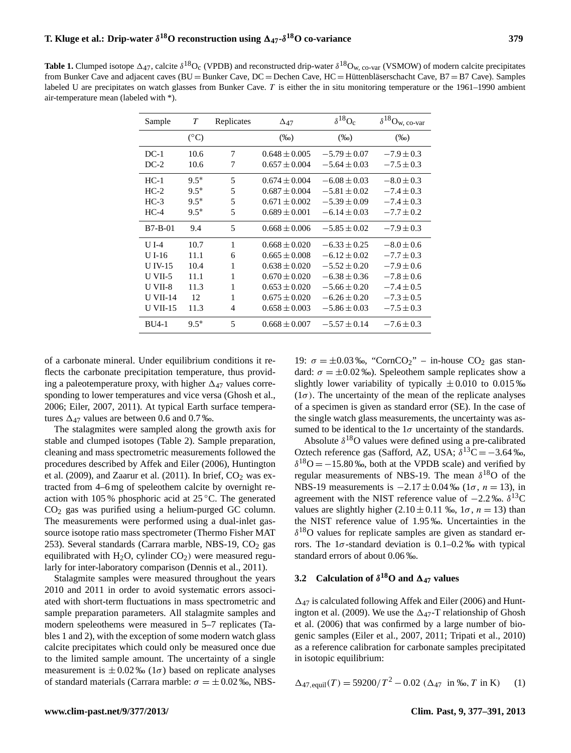**Table 1.** Clumped isotope $\Delta_{47}$, calcite $\delta^{18}O_c$ (VPDB) and reconstructed drip-water $\delta^{18}O_{w,\text{co-var}}$ (VSMOW) of modern calcite precipitates from Bunker Cave and adjacent caves (BU = Bunker Cave, DC = Dechen Cave, HC = Hüttenbläserschacht Cave, B7 = B7 Cave). Samples labeled U are precipitates on watch glasses from Bunker Cave. $T$ is either the in situ monitoring temperature or the 1961–1990 ambient air-temperature mean (labeled with *).

| Sample | $T$ | Replicates | $\Delta_{47}$ | $\delta^{18}O_c$ | $\delta^{18}O_{w,\text{co-var}}$ |
|---|---|---|---|---|---|
| | (°C) | | (‰) | (‰) | (‰) |
| DC-1 | 10.6 | 7 | $0.648 \pm 0.005$ | $-5.79 \pm 0.07$ | $-7.9 \pm 0.3$ |
| DC-2 | 10.6 | 7 | $0.657 \pm 0.004$ | $-5.64 \pm 0.03$ | $-7.5 \pm 0.3$ |
| HC-1 | 9.5* | 5 | $0.674 \pm 0.004$ | $-6.08 \pm 0.03$ | $-8.0 \pm 0.3$ |
| HC-2 | 9.5* | 5 | $0.687 \pm 0.004$ | $-5.81 \pm 0.02$ | $-7.4 \pm 0.3$ |
| HC-3 | 9.5* | 5 | $0.671 \pm 0.002$ | $-5.39 \pm 0.09$ | $-7.4 \pm 0.3$ |
| HC-4 | 9.5* | 5 | $0.689 \pm 0.001$ | $-6.14 \pm 0.03$ | $-7.7 \pm 0.2$ |
| B7-B-01 | 9.4 | 5 | $0.668 \pm 0.006$ | $-5.85 \pm 0.02$ | $-7.9 \pm 0.3$ |
| U I-4 | 10.7 | 1 | $0.668 \pm 0.020$ | $-6.33 \pm 0.25$ | $-8.0 \pm 0.6$ |
| U I-16 | 11.1 | 6 | $0.665 \pm 0.008$ | $-6.12 \pm 0.02$ | $-7.7 \pm 0.3$ |
| U IV-15 | 10.4 | 1 | $0.638 \pm 0.020$ | $-5.52 \pm 0.20$ | $-7.9 \pm 0.6$ |
| U VII-5 | 11.1 | 1 | $0.670 \pm 0.020$ | $-6.38 \pm 0.36$ | $-7.8 \pm 0.6$ |
| U VII-8 | 11.3 | 1 | $0.653 \pm 0.020$ | $-5.66 \pm 0.20$ | $-7.4 \pm 0.5$ |
| U VII-14 | 12 | 1 | $0.675 \pm 0.020$ | $-6.26 \pm 0.20$ | $-7.3 \pm 0.5$ |
| U VII-15 | 11.3 | 4 | $0.658 \pm 0.003$ | $-5.86 \pm 0.03$ | $-7.5 \pm 0.3$ |
| BU4-1 | 9.5* | 5 | $0.668 \pm 0.007$ | $-5.57 \pm 0.14$ | $-7.6 \pm 0.3$ |

of a carbonate mineral. Under equilibrium conditions it reflects the carbonate precipitation temperature, thus providing a paleotemperature proxy, with higher $\Delta_{47}$ values corresponding to lower temperatures and vice versa (Ghosh et al., 2006; Eiler, 2007, 2011). At typical Earth surface temperatures $\Delta_{47}$ values are between 0.6 and 0.7 ‰.

The stalagmites were sampled along the growth axis for stable and clumped isotopes (Table 2). Sample preparation, cleaning and mass spectrometric measurements followed the procedures described by Affek and Eiler (2006), Huntington et al. (2009), and Zaarur et al. (2011). In brief, $CO_2$ was extracted from 4–6 mg of speleothem calcite by overnight reaction with 105 % phosphoric acid at 25 °C. The generated $CO_2$ gas was purified using a helium-purged GC column. The measurements were performed using a dual-inlet gas-source isotope ratio mass spectrometer (Thermo Fisher MAT 253). Several standards (Carrara marble, NBS-19, $CO_2$ gas equilibrated with $H_2O$, cylinder $CO_2$) were measured regularly for inter-laboratory comparison (Dennis et al., 2011).

Stalagmite samples were measured throughout the years 2010 and 2011 in order to avoid systematic errors associated with short-term fluctuations in mass spectrometric and sample preparation parameters. All stalagmite samples and modern speleothems were measured in 5–7 replicates (Tables 1 and 2), with the exception of some modern watch glass calcite precipitates which could only be measured once due to the limited sample amount. The uncertainty of a single measurement is $\pm 0.02$ ‰ ($1\sigma$) based on replicate analyses of standard materials (Carrara marble: $\sigma = \pm 0.02$ ‰, NBS-19: $\sigma = \pm 0.03$ ‰, "Corn$CO_2$" – in-house $CO_2$ gas standard: $\sigma = \pm 0.02$ ‰). Speleothem sample replicates show a slightly lower variability of typically $\pm 0.010$ to 0.015 ‰ ($1\sigma$). The uncertainty of the mean of the replicate analyses of a specimen is given as standard error (SE). In the case of the single watch glass measurements, the uncertainty was assumed to be identical to the $1\sigma$ uncertainty of the standards.

Absolute $\delta^{18}O$ values were defined using a pre-calibrated Oztech reference gas (Safford, AZ, USA; $\delta^{13}C = -3.64$ ‰, $\delta^{18}O = -15.80$ ‰, both at the VPDB scale) and verified by regular measurements of NBS-19. The mean $\delta^{18}O$ of the NBS-19 measurements is $-2.17 \pm 0.04$ ‰ ($1\sigma$, $n = 13$), in agreement with the NIST reference value of $-2.2$ ‰. $\delta^{13}C$ values are slightly higher ($2.10 \pm 0.11$ ‰, $1\sigma$, $n = 13$) than the NIST reference value of 1.95 ‰. Uncertainties in the $\delta^{18}O$ values for replicate samples are given as standard errors. The $1\sigma$-standard deviation is 0.1–0.2 ‰ with typical standard errors of about 0.06 ‰.

### 3.2 Calculation of $\delta^{18}O$ and $\Delta_{47}$ values

$\Delta_{47}$ is calculated following Affek and Eiler (2006) and Huntington et al. (2009). We use the $\Delta_{47}$-T relationship of Ghosh et al. (2006) that was confirmed by a large number of biogenic samples (Eiler et al., 2007, 2011; Tripati et al., 2010) as a reference calibration for carbonate samples precipitated in isotopic equilibrium:

$$\Delta_{47,\text{equil}}(T) = 59200/T^2 - 0.02 \;(\Delta_{47} \text{ in ‰}, T \text{ in K}) \quad (1)$$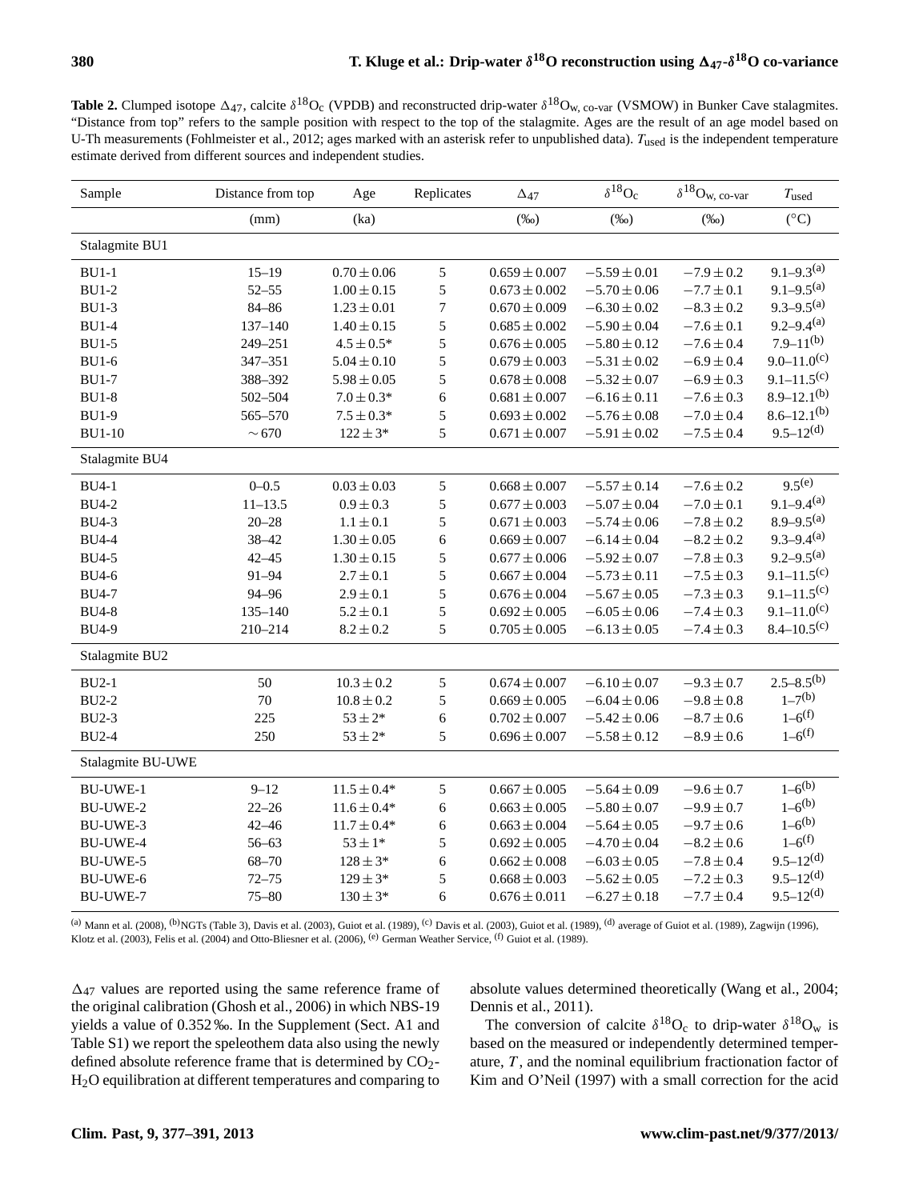**Table 2.** Clumped isotope $\Delta_{47}$, calcite $\delta^{18}O_c$ (VPDB) and reconstructed drip-water $\delta^{18}O_{w,\,co\text{-}var}$ (VSMOW) in Bunker Cave stalagmites. "Distance from top" refers to the sample position with respect to the top of the stalagmite. Ages are the result of an age model based on U-Th measurements (Fohlmeister et al., 2012; ages marked with an asterisk refer to unpublished data). $T_{used}$ is the independent temperature estimate derived from different sources and independent studies.

| Sample | Distance from top | Age | Replicates | $\Delta_{47}$ | $\delta^{18}O_c$ | $\delta^{18}O_{w,\,co\text{-}var}$ | $T_{used}$ |
|---|---|---|---|---|---|---|---|
| | (mm) | (ka) | | (‰) | (‰) | (‰) | (°C) |
| Stalagmite BU1 | | | | | | | |
| BU1-1 | 15–19 | $0.70 \pm 0.06$ | 5 | $0.659 \pm 0.007$ | $-5.59 \pm 0.01$ | $-7.9 \pm 0.2$ | 9.1–9.3[(a)] |
| BU1-2 | 52–55 | $1.00 \pm 0.15$ | 5 | $0.673 \pm 0.002$ | $-5.70 \pm 0.06$ | $-7.7 \pm 0.1$ | 9.1–9.5[(a)] |
| BU1-3 | 84–86 | $1.23 \pm 0.01$ | 7 | $0.670 \pm 0.009$ | $-6.30 \pm 0.02$ | $-8.3 \pm 0.2$ | 9.3–9.5[(a)] |
| BU1-4 | 137–140 | $1.40 \pm 0.15$ | 5 | $0.685 \pm 0.002$ | $-5.90 \pm 0.04$ | $-7.6 \pm 0.1$ | 9.2–9.4[(a)] |
| BU1-5 | 249–251 | $4.5 \pm 0.5$* | 5 | $0.676 \pm 0.005$ | $-5.80 \pm 0.12$ | $-7.6 \pm 0.4$ | 7.9–11[(b)] |
| BU1-6 | 347–351 | $5.04 \pm 0.10$ | 5 | $0.679 \pm 0.003$ | $-5.31 \pm 0.02$ | $-6.9 \pm 0.4$ | 9.0–11.0[(c)] |
| BU1-7 | 388–392 | $5.98 \pm 0.05$ | 5 | $0.678 \pm 0.008$ | $-5.32 \pm 0.07$ | $-6.9 \pm 0.3$ | 9.1–11.5[(c)] |
| BU1-8 | 502–504 | $7.0 \pm 0.3$* | 6 | $0.681 \pm 0.007$ | $-6.16 \pm 0.11$ | $-7.6 \pm 0.3$ | 8.9–12.1[(b)] |
| BU1-9 | 565–570 | $7.5 \pm 0.3$* | 5 | $0.693 \pm 0.002$ | $-5.76 \pm 0.08$ | $-7.0 \pm 0.4$ | 8.6–12.1[(b)] |
| BU1-10 | ~ 670 | $122 \pm 3$* | 5 | $0.671 \pm 0.007$ | $-5.91 \pm 0.02$ | $-7.5 \pm 0.4$ | 9.5–12[(d)] |
| Stalagmite BU4 | | | | | | | |
| BU4-1 | 0–0.5 | $0.03 \pm 0.03$ | 5 | $0.668 \pm 0.007$ | $-5.57 \pm 0.14$ | $-7.6 \pm 0.2$ | 9.5[(e)] |
| BU4-2 | 11–13.5 | $0.9 \pm 0.3$ | 5 | $0.677 \pm 0.003$ | $-5.07 \pm 0.04$ | $-7.0 \pm 0.1$ | 9.1–9.4[(a)] |
| BU4-3 | 20–28 | $1.1 \pm 0.1$ | 5 | $0.671 \pm 0.003$ | $-5.74 \pm 0.06$ | $-7.8 \pm 0.2$ | 8.9–9.5[(a)] |
| BU4-4 | 38–42 | $1.30 \pm 0.05$ | 6 | $0.669 \pm 0.007$ | $-6.14 \pm 0.04$ | $-8.2 \pm 0.2$ | 9.3–9.4[(a)] |
| BU4-5 | 42–45 | $1.30 \pm 0.15$ | 5 | $0.677 \pm 0.006$ | $-5.92 \pm 0.07$ | $-7.8 \pm 0.3$ | 9.2–9.5[(a)] |
| BU4-6 | 91–94 | $2.7 \pm 0.1$ | 5 | $0.667 \pm 0.004$ | $-5.73 \pm 0.11$ | $-7.5 \pm 0.3$ | 9.1–11.5[(c)] |
| BU4-7 | 94–96 | $2.9 \pm 0.1$ | 5 | $0.676 \pm 0.004$ | $-5.67 \pm 0.05$ | $-7.3 \pm 0.3$ | 9.1–11.5[(c)] |
| BU4-8 | 135–140 | $5.2 \pm 0.1$ | 5 | $0.692 \pm 0.005$ | $-6.05 \pm 0.06$ | $-7.4 \pm 0.3$ | 9.1–11.0[(c)] |
| BU4-9 | 210–214 | $8.2 \pm 0.2$ | 5 | $0.705 \pm 0.005$ | $-6.13 \pm 0.05$ | $-7.4 \pm 0.3$ | 8.4–10.5[(c)] |
| Stalagmite BU2 | | | | | | | |
| BU2-1 | 50 | $10.3 \pm 0.2$ | 5 | $0.674 \pm 0.007$ | $-6.10 \pm 0.07$ | $-9.3 \pm 0.7$ | 2.5–8.5[(b)] |
| BU2-2 | 70 | $10.8 \pm 0.2$ | 5 | $0.669 \pm 0.005$ | $-6.04 \pm 0.06$ | $-9.8 \pm 0.8$ | 1–7[(b)] |
| BU2-3 | 225 | $53 \pm 2$* | 6 | $0.702 \pm 0.007$ | $-5.42 \pm 0.06$ | $-8.7 \pm 0.6$ | 1–6[(f)] |
| BU2-4 | 250 | $53 \pm 2$* | 5 | $0.696 \pm 0.007$ | $-5.58 \pm 0.12$ | $-8.9 \pm 0.6$ | 1–6[(f)] |
| Stalagmite BU-UWE | | | | | | | |
| BU-UWE-1 | 9–12 | $11.5 \pm 0.4$* | 5 | $0.667 \pm 0.005$ | $-5.64 \pm 0.09$ | $-9.6 \pm 0.7$ | 1–6[(b)] |
| BU-UWE-2 | 22–26 | $11.6 \pm 0.4$* | 6 | $0.663 \pm 0.005$ | $-5.80 \pm 0.07$ | $-9.9 \pm 0.7$ | 1–6[(b)] |
| BU-UWE-3 | 42–46 | $11.7 \pm 0.4$* | 6 | $0.663 \pm 0.004$ | $-5.64 \pm 0.05$ | $-9.7 \pm 0.6$ | 1–6[(b)] |
| BU-UWE-4 | 56–63 | $53 \pm 1$* | 5 | $0.692 \pm 0.005$ | $-4.70 \pm 0.04$ | $-8.2 \pm 0.6$ | 1–6[(f)] |
| BU-UWE-5 | 68–70 | $128 \pm 3$* | 6 | $0.662 \pm 0.008$ | $-6.03 \pm 0.05$ | $-7.8 \pm 0.4$ | 9.5–12[(d)] |
| BU-UWE-6 | 72–75 | $129 \pm 3$* | 5 | $0.668 \pm 0.003$ | $-5.62 \pm 0.05$ | $-7.2 \pm 0.3$ | 9.5–12[(d)] |
| BU-UWE-7 | 75–80 | $130 \pm 3$* | 6 | $0.676 \pm 0.011$ | $-6.27 \pm 0.18$ | $-7.7 \pm 0.4$ | 9.5–12[(d)] |

[(a)] Mann et al. (2008), [(b)]NGTs (Table 3), Davis et al. (2003), Guiot et al. (1989), [(c)] Davis et al. (2003), Guiot et al. (1989), [(d)] average of Guiot et al. (1989), Zagwijn (1996), Klotz et al. (2003), Felis et al. (2004) and Otto-Bliesner et al. (2006), [(e)] German Weather Service, [(f)] Guiot et al. (1989).

$\Delta_{47}$ values are reported using the same reference frame of the original calibration (Ghosh et al., 2006) in which NBS-19 yields a value of 0.352 ‰. In the Supplement (Sect. A1 and Table S1) we report the speleothem data also using the newly defined absolute reference frame that is determined by $CO_2$-$H_2O$ equilibration at different temperatures and comparing to absolute values determined theoretically (Wang et al., 2004; Dennis et al., 2011).

The conversion of calcite $\delta^{18}O_c$ to drip-water $\delta^{18}O_w$ is based on the measured or independently determined temperature, $T$, and the nominal equilibrium fractionation factor of Kim and O'Neil (1997) with a small correction for the acid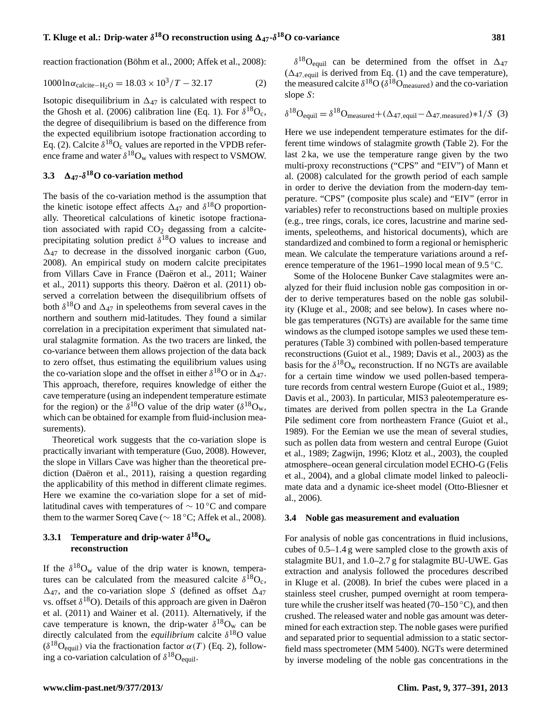reaction fractionation (Böhm et al., 2000; Affek et al., 2008):

$$1000\ln\alpha_{\text{calcite}-H_2O} = 18.03 \times 10^3/T - 32.17 \quad (2)$$

Isotopic disequilibrium in $\Delta_{47}$ is calculated with respect to the Ghosh et al. (2006) calibration line (Eq. 1). For $\delta^{18}O_c$, the degree of disequilibrium is based on the difference from the expected equilibrium isotope fractionation according to Eq. (2). Calcite $\delta^{18}O_c$ values are reported in the VPDB reference frame and water $\delta^{18}O_w$ values with respect to VSMOW.

### 3.3 $\Delta_{47}$-$\delta^{18}O$ co-variation method

The basis of the co-variation method is the assumption that the kinetic isotope effect affects $\Delta_{47}$ and $\delta^{18}O$ proportionally. Theoretical calculations of kinetic isotope fractionation associated with rapid $CO_2$ degassing from a calcite-precipitating solution predict $\delta^{18}O$ values to increase and $\Delta_{47}$ to decrease in the dissolved inorganic carbon (Guo, 2008). An empirical study on modern calcite precipitates from Villars Cave in France (Daëron et al., 2011; Wainer et al., 2011) supports this theory. Daëron et al. (2011) observed a correlation between the disequilibrium offsets of both $\delta^{18}O$ and $\Delta_{47}$ in speleothems from several caves in the northern and southern mid-latitudes. They found a similar correlation in a precipitation experiment that simulated natural stalagmite formation. As the two tracers are linked, the co-variance between them allows projection of the data back to zero offset, thus estimating the equilibrium values using the co-variation slope and the offset in either $\delta^{18}O$ or in $\Delta_{47}$. This approach, therefore, requires knowledge of either the cave temperature (using an independent temperature estimate for the region) or the $\delta^{18}O$ value of the drip water ($\delta^{18}O_w$, which can be obtained for example from fluid-inclusion measurements).

Theoretical work suggests that the co-variation slope is practically invariant with temperature (Guo, 2008). However, the slope in Villars Cave was higher than the theoretical prediction (Daëron et al., 2011), raising a question regarding the applicability of this method in different climate regimes. Here we examine the co-variation slope for a set of mid-latitudinal caves with temperatures of $\sim 10\,^{\circ}C$ and compare them to the warmer Soreq Cave ($\sim 18\,^{\circ}C$; Affek et al., 2008).

#### 3.3.1 Temperature and drip-water $\delta^{18}O_w$ reconstruction

If the $\delta^{18}O_w$ value of the drip water is known, temperatures can be calculated from the measured calcite $\delta^{18}O_c$, $\Delta_{47}$, and the co-variation slope $S$ (defined as offset $\Delta_{47}$ vs. offset $\delta^{18}O$). Details of this approach are given in Daëron et al. (2011) and Wainer et al. (2011). Alternatively, if the cave temperature is known, the drip-water $\delta^{18}O_w$ can be directly calculated from the *equilibrium* calcite $\delta^{18}O$ value ($\delta^{18}O_{equil}$) via the fractionation factor $\alpha(T)$ (Eq. 2), following a co-variation calculation of $\delta^{18}O_{equil}$.

$\delta^{18}O_{equil}$ can be determined from the offset in $\Delta_{47}$ ($\Delta_{47,equil}$ is derived from Eq. (1) and the cave temperature), the measured calcite $\delta^{18}O$ ($\delta^{18}O_{measured}$) and the co-variation slope $S$:

$$\delta^{18}O_{equil} = \delta^{18}O_{measured} + (\Delta_{47,equil} - \Delta_{47,measured}) * 1/S \quad (3)$$

Here we use independent temperature estimates for the different time windows of stalagmite growth (Table 2). For the last 2 ka, we use the temperature range given by the two multi-proxy reconstructions ("CPS" and "EIV") of Mann et al. (2008) calculated for the growth period of each sample in order to derive the deviation from the modern-day temperature. "CPS" (composite plus scale) and "EIV" (error in variables) refer to reconstructions based on multiple proxies (e.g., tree rings, corals, ice cores, lacustrine and marine sediments, speleothems, and historical documents), which are standardized and combined to form a regional or hemispheric mean. We calculate the temperature variations around a reference temperature of the 1961–1990 local mean of 9.5 °C.

Some of the Holocene Bunker Cave stalagmites were analyzed for their fluid inclusion noble gas composition in order to derive temperatures based on the noble gas solubility (Kluge et al., 2008; and see below). In cases where noble gas temperatures (NGTs) are available for the same time windows as the clumped isotope samples we used these temperatures (Table 3) combined with pollen-based temperature reconstructions (Guiot et al., 1989; Davis et al., 2003) as the basis for the $\delta^{18}O_w$ reconstruction. If no NGTs are available for a certain time window we used pollen-based temperature records from central western Europe (Guiot et al., 1989; Davis et al., 2003). In particular, MIS3 paleotemperature estimates are derived from pollen spectra in the La Grande Pile sediment core from northeastern France (Guiot et al., 1989). For the Eemian we use the mean of several studies, such as pollen data from western and central Europe (Guiot et al., 1989; Zagwijn, 1996; Klotz et al., 2003), the coupled atmosphere–ocean general circulation model ECHO-G (Felis et al., 2004), and a global climate model linked to paleoclimate data and a dynamic ice-sheet model (Otto-Bliesner et al., 2006).

### 3.4 Noble gas measurement and evaluation

For analysis of noble gas concentrations in fluid inclusions, cubes of 0.5–1.4 g were sampled close to the growth axis of stalagmite BU1, and 1.0–2.7 g for stalagmite BU-UWE. Gas extraction and analysis followed the procedures described in Kluge et al. (2008). In brief the cubes were placed in a stainless steel crusher, pumped overnight at room temperature while the crusher itself was heated (70–150 °C), and then crushed. The released water and noble gas amount was determined for each extraction step. The noble gases were purified and separated prior to sequential admission to a static sector-field mass spectrometer (MM 5400). NGTs were determined by inverse modeling of the noble gas concentrations in the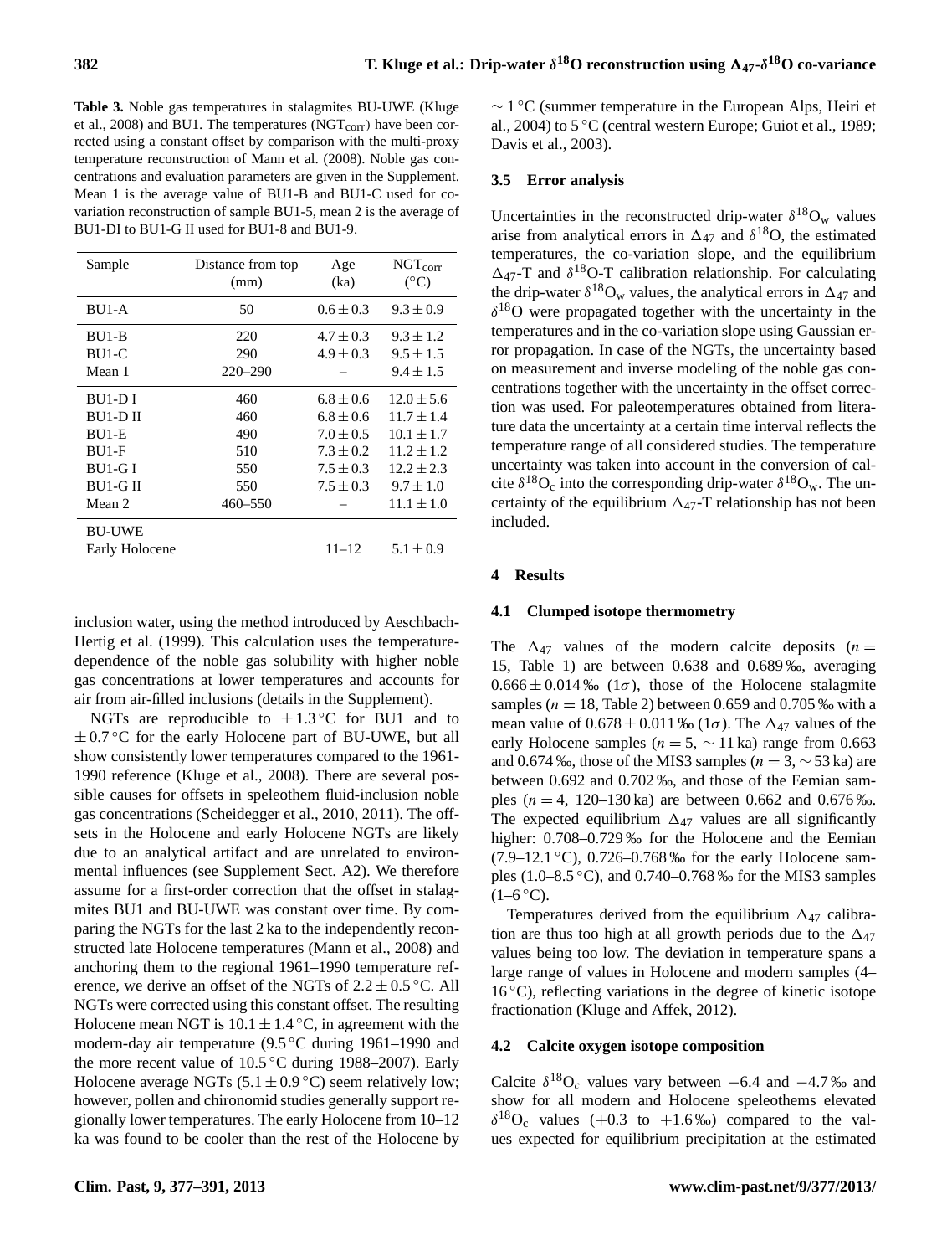**Table 3.** Noble gas temperatures in stalagmites BU-UWE (Kluge et al., 2008) and BU1. The temperatures ($NGT_{corr}$) have been corrected using a constant offset by comparison with the multi-proxy temperature reconstruction of Mann et al. (2008). Noble gas concentrations and evaluation parameters are given in the Supplement. Mean 1 is the average value of BU1-B and BU1-C used for co-variation reconstruction of sample BU1-5, mean 2 is the average of BU1-DI to BU1-G II used for BU1-8 and BU1-9.

| Sample | Distance from top (mm) | Age (ka) | $NGT_{corr}$ (°C) |
|---|---|---|---|
| BU1-A | 50 | $0.6 \pm 0.3$ | $9.3 \pm 0.9$ |
| BU1-B | 220 | $4.7 \pm 0.3$ | $9.3 \pm 1.2$ |
| BU1-C | 290 | $4.9 \pm 0.3$ | $9.5 \pm 1.5$ |
| Mean 1 | 220–290 | – | $9.4 \pm 1.5$ |
| BU1-D I | 460 | $6.8 \pm 0.6$ | $12.0 \pm 5.6$ |
| BU1-D II | 460 | $6.8 \pm 0.6$ | $11.7 \pm 1.4$ |
| BU1-E | 490 | $7.0 \pm 0.5$ | $10.1 \pm 1.7$ |
| BU1-F | 510 | $7.3 \pm 0.2$ | $11.2 \pm 1.2$ |
| BU1-G I | 550 | $7.5 \pm 0.3$ | $12.2 \pm 2.3$ |
| BU1-G II | 550 | $7.5 \pm 0.3$ | $9.7 \pm 1.0$ |
| Mean 2 | 460–550 | – | $11.1 \pm 1.0$ |
| BU-UWE Early Holocene | | 11–12 | $5.1 \pm 0.9$ |

inclusion water, using the method introduced by Aeschbach-Hertig et al. (1999). This calculation uses the temperature-dependence of the noble gas solubility with higher noble gas concentrations at lower temperatures and accounts for air from air-filled inclusions (details in the Supplement).

NGTs are reproducible to $\pm 1.3$ °C for BU1 and to $\pm 0.7$ °C for the early Holocene part of BU-UWE, but all show consistently lower temperatures compared to the 1961-1990 reference (Kluge et al., 2008). There are several possible causes for offsets in speleothem fluid-inclusion noble gas concentrations (Scheidegger et al., 2010, 2011). The offsets in the Holocene and early Holocene NGTs are likely due to an analytical artifact and are unrelated to environmental influences (see Supplement Sect. A2). We therefore assume for a first-order correction that the offset in stalagmites BU1 and BU-UWE was constant over time. By comparing the NGTs for the last 2 ka to the independently reconstructed late Holocene temperatures (Mann et al., 2008) and anchoring them to the regional 1961–1990 temperature reference, we derive an offset of the NGTs of $2.2 \pm 0.5$ °C. All NGTs were corrected using this constant offset. The resulting Holocene mean NGT is $10.1 \pm 1.4$ °C, in agreement with the modern-day air temperature (9.5 °C during 1961–1990 and the more recent value of 10.5 °C during 1988–2007). Early Holocene average NGTs ($5.1 \pm 0.9$ °C) seem relatively low; however, pollen and chironomid studies generally support regionally lower temperatures. The early Holocene from 10–12 ka was found to be cooler than the rest of the Holocene by $\sim 1$ °C (summer temperature in the European Alps, Heiri et al., 2004) to 5 °C (central western Europe; Guiot et al., 1989; Davis et al., 2003).

### 3.5 Error analysis

Uncertainties in the reconstructed drip-water $\delta^{18}O_w$ values arise from analytical errors in $\Delta_{47}$ and $\delta^{18}O$, the estimated temperatures, the co-variation slope, and the equilibrium $\Delta_{47}$-T and $\delta^{18}O$-T calibration relationship. For calculating the drip-water $\delta^{18}O_w$ values, the analytical errors in $\Delta_{47}$ and $\delta^{18}O$ were propagated together with the uncertainty in the temperatures and in the co-variation slope using Gaussian error propagation. In case of the NGTs, the uncertainty based on measurement and inverse modeling of the noble gas concentrations together with the uncertainty in the offset correction was used. For paleotemperatures obtained from literature data the uncertainty at a certain time interval reflects the temperature range of all considered studies. The temperature uncertainty was taken into account in the conversion of calcite $\delta^{18}O_c$ into the corresponding drip-water $\delta^{18}O_w$. The uncertainty of the equilibrium $\Delta_{47}$-T relationship has not been included.

## 4 Results

### 4.1 Clumped isotope thermometry

The $\Delta_{47}$ values of the modern calcite deposits ($n = 15$, Table 1) are between 0.638 and 0.689 ‰, averaging $0.666 \pm 0.014$ ‰ ($1\sigma$), those of the Holocene stalagmite samples ($n = 18$, Table 2) between 0.659 and 0.705 ‰ with a mean value of $0.678 \pm 0.011$ ‰ ($1\sigma$). The $\Delta_{47}$ values of the early Holocene samples ($n = 5$, $\sim 11$ ka) range from 0.663 and 0.674 ‰, those of the MIS3 samples ($n = 3$, $\sim 53$ ka) are between 0.692 and 0.702 ‰, and those of the Eemian samples ($n = 4$, 120–130 ka) are between 0.662 and 0.676 ‰. The expected equilibrium $\Delta_{47}$ values are all significantly higher: 0.708–0.729 ‰ for the Holocene and the Eemian (7.9–12.1 °C), 0.726–0.768 ‰ for the early Holocene samples (1.0–8.5 °C), and 0.740–0.768 ‰ for the MIS3 samples (1–6 °C).

Temperatures derived from the equilibrium $\Delta_{47}$ calibration are thus too high at all growth periods due to the $\Delta_{47}$ values being too low. The deviation in temperature spans a large range of values in Holocene and modern samples (4–16 °C), reflecting variations in the degree of kinetic isotope fractionation (Kluge and Affek, 2012).

### 4.2 Calcite oxygen isotope composition

Calcite $\delta^{18}O_c$ values vary between −6.4 and −4.7 ‰ and show for all modern and Holocene speleothems elevated $\delta^{18}O_c$ values (+0.3 to +1.6 ‰) compared to the values expected for equilibrium precipitation at the estimated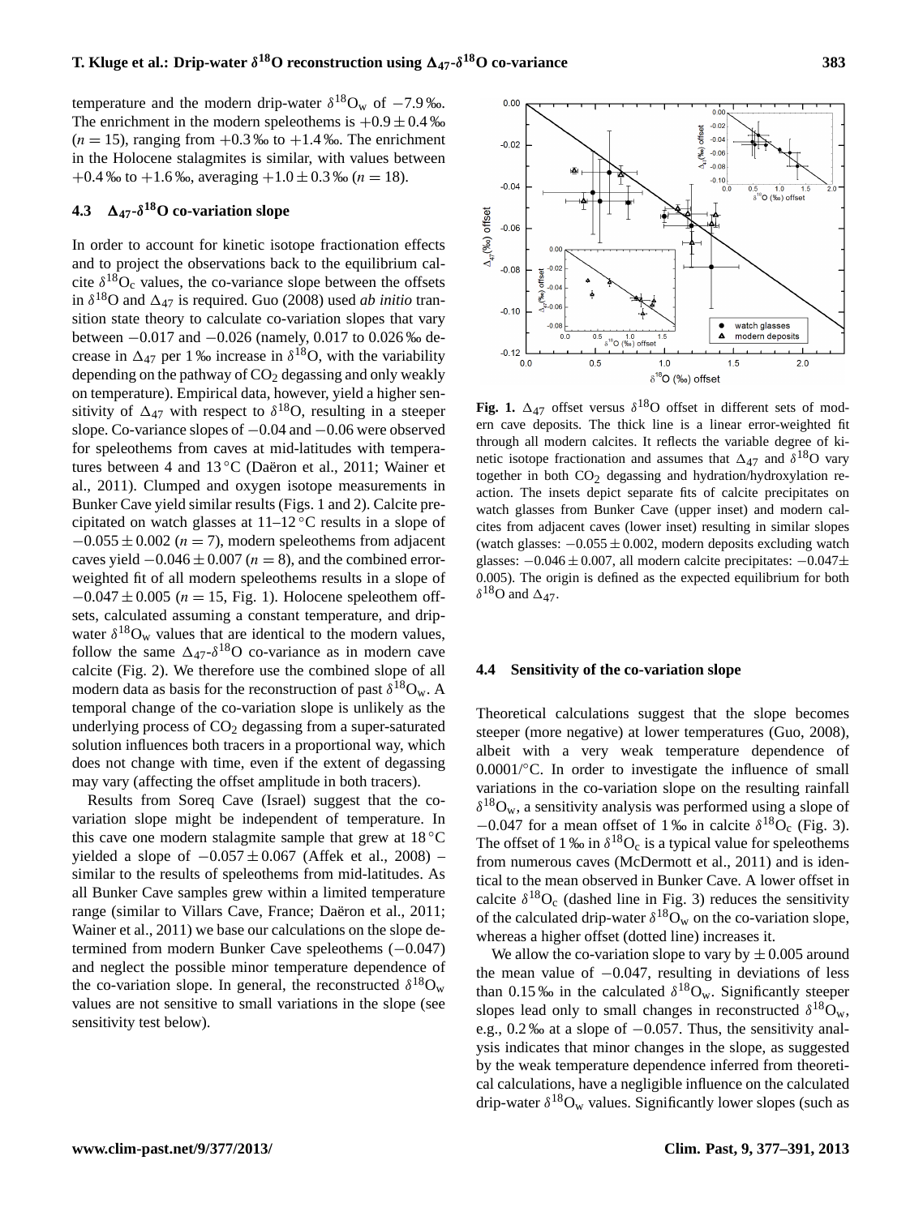temperature and the modern drip-water $\delta^{18}O_w$ of −7.9 ‰. The enrichment in the modern speleothems is +0.9 ± 0.4 ‰ ($n = 15$), ranging from +0.3 ‰ to +1.4 ‰. The enrichment in the Holocene stalagmites is similar, with values between +0.4 ‰ to +1.6 ‰, averaging +1.0 ± 0.3 ‰ ($n = 18$).

### 4.3 $\Delta_{47}$-$\delta^{18}O$ co-variation slope

In order to account for kinetic isotope fractionation effects and to project the observations back to the equilibrium calcite $\delta^{18}O_c$ values, the co-variance slope between the offsets in $\delta^{18}O$ and $\Delta_{47}$ is required. Guo (2008) used *ab initio* transition state theory to calculate co-variation slopes that vary between −0.017 and −0.026 (namely, 0.017 to 0.026 ‰ decrease in $\Delta_{47}$ per 1 ‰ increase in $\delta^{18}O$, with the variability depending on the pathway of $CO_2$ degassing and only weakly on temperature). Empirical data, however, yield a higher sensitivity of $\Delta_{47}$ with respect to $\delta^{18}O$, resulting in a steeper slope. Co-variance slopes of −0.04 and −0.06 were observed for speleothems from caves at mid-latitudes with temperatures between 4 and 13 °C (Daëron et al., 2011; Wainer et al., 2011). Clumped and oxygen isotope measurements in Bunker Cave yield similar results (Figs. 1 and 2). Calcite precipitated on watch glasses at 11–12 °C results in a slope of −0.055 ± 0.002 ($n = 7$), modern speleothems from adjacent caves yield −0.046 ± 0.007 ($n = 8$), and the combined error-weighted fit of all modern speleothems results in a slope of −0.047 ± 0.005 ($n = 15$, Fig. 1). Holocene speleothem offsets, calculated assuming a constant temperature, and drip-water $\delta^{18}O_w$ values that are identical to the modern values, follow the same $\Delta_{47}$-$\delta^{18}O$ co-variance as in modern cave calcite (Fig. 2). We therefore use the combined slope of all modern data as basis for the reconstruction of past $\delta^{18}O_w$. A temporal change of the co-variation slope is unlikely as the underlying process of $CO_2$ degassing from a super-saturated solution influences both tracers in a proportional way, which does not change with time, even if the extent of degassing may vary (affecting the offset amplitude in both tracers).

Results from Soreq Cave (Israel) suggest that the co-variation slope might be independent of temperature. In this cave one modern stalagmite sample that grew at 18 °C yielded a slope of −0.057 ± 0.067 (Affek et al., 2008) – similar to the results of speleothems from mid-latitudes. As all Bunker Cave samples grew within a limited temperature range (similar to Villars Cave, France; Daëron et al., 2011; Wainer et al., 2011) we base our calculations on the slope determined from modern Bunker Cave speleothems (−0.047) and neglect the possible minor temperature dependence of the co-variation slope. In general, the reconstructed $\delta^{18}O_w$ values are not sensitive to small variations in the slope (see sensitivity test below).

**Fig. 1.** $\Delta_{47}$ offset versus $\delta^{18}O$ offset in different sets of modern cave deposits. The thick line is a linear error-weighted fit through all modern calcites. It reflects the variable degree of kinetic isotope fractionation and assumes that $\Delta_{47}$ and $\delta^{18}O$ vary together in both $CO_2$ degassing and hydration/hydroxylation reaction. The insets depict separate fits of calcite precipitates on watch glasses from Bunker Cave (upper inset) and modern calcites from adjacent caves (lower inset) resulting in similar slopes (watch glasses: −0.055 ± 0.002, modern deposits excluding watch glasses: −0.046 ± 0.007, all modern calcite precipitates: −0.047 ± 0.005). The origin is defined as the expected equilibrium for both $\delta^{18}O$ and $\Delta_{47}$.

### 4.4 Sensitivity of the co-variation slope

Theoretical calculations suggest that the slope becomes steeper (more negative) at lower temperatures (Guo, 2008), albeit with a very weak temperature dependence of 0.0001/°C. In order to investigate the influence of small variations in the co-variation slope on the resulting rainfall $\delta^{18}O_w$, a sensitivity analysis was performed using a slope of −0.047 for a mean offset of 1 ‰ in calcite $\delta^{18}O_c$ (Fig. 3). The offset of 1 ‰ in $\delta^{18}O_c$ is a typical value for speleothems from numerous caves (McDermott et al., 2011) and is identical to the mean observed in Bunker Cave. A lower offset in calcite $\delta^{18}O_c$ (dashed line in Fig. 3) reduces the sensitivity of the calculated drip-water $\delta^{18}O_w$ on the co-variation slope, whereas a higher offset (dotted line) increases it.

We allow the co-variation slope to vary by ± 0.005 around the mean value of −0.047, resulting in deviations of less than 0.15 ‰ in the calculated $\delta^{18}O_w$. Significantly steeper slopes lead only to small changes in reconstructed $\delta^{18}O_w$, e.g., 0.2 ‰ at a slope of −0.057. Thus, the sensitivity analysis indicates that minor changes in the slope, as suggested by the weak temperature dependence inferred from theoretical calculations, have a negligible influence on the calculated drip-water $\delta^{18}O_w$ values. Significantly lower slopes (such as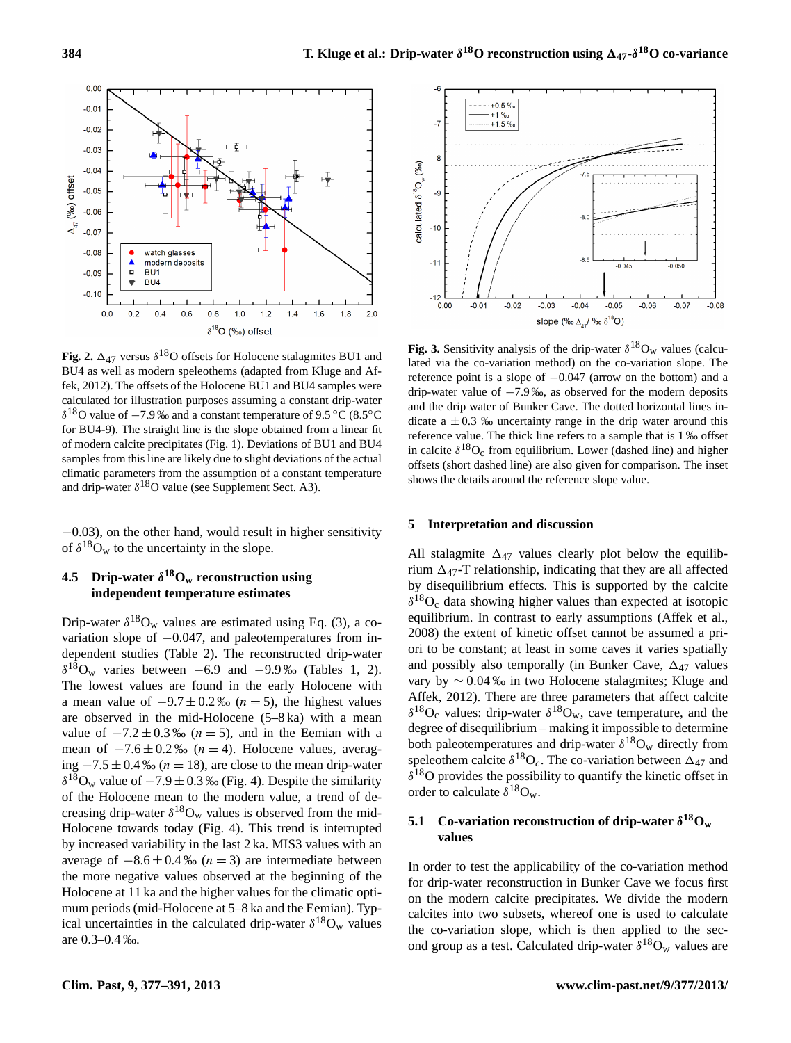**Fig. 2.** $\Delta_{47}$ versus $\delta^{18}$O offsets for Holocene stalagmites BU1 and BU4 as well as modern speleothems (adapted from Kluge and Affek, 2012). The offsets of the Holocene BU1 and BU4 samples were calculated for illustration purposes assuming a constant drip-water $\delta^{18}$O value of −7.9 ‰ and a constant temperature of 9.5 °C (8.5°C for BU4-9). The straight line is the slope obtained from a linear fit of modern calcite precipitates (Fig. 1). Deviations of BU1 and BU4 samples from this line are likely due to slight deviations of the actual climatic parameters from the assumption of a constant temperature and drip-water $\delta^{18}$O value (see Supplement Sect. A3).

**Fig. 3.** Sensitivity analysis of the drip-water $\delta^{18}O_w$ values (calculated via the co-variation method) on the co-variation slope. The reference point is a slope of −0.047 (arrow on the bottom) and a drip-water value of −7.9 ‰, as observed for the modern deposits and the drip water of Bunker Cave. The dotted horizontal lines indicate a ±0.3 ‰ uncertainty range in the drip water around this reference value. The thick line refers to a sample that is 1 ‰ offset in calcite $\delta^{18}O_c$ from equilibrium. Lower (dashed line) and higher offsets (short dashed line) are also given for comparison. The inset shows the details around the reference slope value.

−0.03), on the other hand, would result in higher sensitivity of $\delta^{18}O_w$ to the uncertainty in the slope.

### 4.5 Drip-water $\delta^{18}O_w$ reconstruction using independent temperature estimates

Drip-water $\delta^{18}O_w$ values are estimated using Eq. (3), a co-variation slope of −0.047, and paleotemperatures from independent studies (Table 2). The reconstructed drip-water $\delta^{18}O_w$ varies between −6.9 and −9.9 ‰ (Tables 1, 2). The lowest values are found in the early Holocene with a mean value of −9.7 ± 0.2 ‰ ($n = 5$), the highest values are observed in the mid-Holocene (5–8 ka) with a mean value of −7.2 ± 0.3 ‰ ($n = 5$), and in the Eemian with a mean of −7.6 ± 0.2 ‰ ($n = 4$). Holocene values, averaging −7.5 ± 0.4 ‰ ($n = 18$), are close to the mean drip-water $\delta^{18}O_w$ value of −7.9 ± 0.3 ‰ (Fig. 4). Despite the similarity of the Holocene mean to the modern value, a trend of decreasing drip-water $\delta^{18}O_w$ values is observed from the mid-Holocene towards today (Fig. 4). This trend is interrupted by increased variability in the last 2 ka. MIS3 values with an average of −8.6 ± 0.4 ‰ ($n = 3$) are intermediate between the more negative values observed at the beginning of the Holocene at 11 ka and the higher values for the climatic optimum periods (mid-Holocene at 5–8 ka and the Eemian). Typical uncertainties in the calculated drip-water $\delta^{18}O_w$ values are 0.3–0.4 ‰.

## 5 Interpretation and discussion

All stalagmite $\Delta_{47}$ values clearly plot below the equilibrium $\Delta_{47}$-T relationship, indicating that they are all affected by disequilibrium effects. This is supported by the calcite $\delta^{18}O_c$ data showing higher values than expected at isotopic equilibrium. In contrast to early assumptions (Affek et al., 2008) the extent of kinetic offset cannot be assumed a priori to be constant; at least in some caves it varies spatially and possibly also temporally (in Bunker Cave, $\Delta_{47}$ values vary by ∼ 0.04 ‰ in two Holocene stalagmites; Kluge and Affek, 2012). There are three parameters that affect calcite $\delta^{18}O_c$ values: drip-water $\delta^{18}O_w$, cave temperature, and the degree of disequilibrium – making it impossible to determine both paleotemperatures and drip-water $\delta^{18}O_w$ directly from speleothem calcite $\delta^{18}O_c$. The co-variation between $\Delta_{47}$ and $\delta^{18}$O provides the possibility to quantify the kinetic offset in order to calculate $\delta^{18}O_w$.

### 5.1 Co-variation reconstruction of drip-water $\delta^{18}O_w$ values

In order to test the applicability of the co-variation method for drip-water reconstruction in Bunker Cave we focus first on the modern calcite precipitates. We divide the modern calcites into two subsets, whereof one is used to calculate the co-variation slope, which is then applied to the second group as a test. Calculated drip-water $\delta^{18}O_w$ values are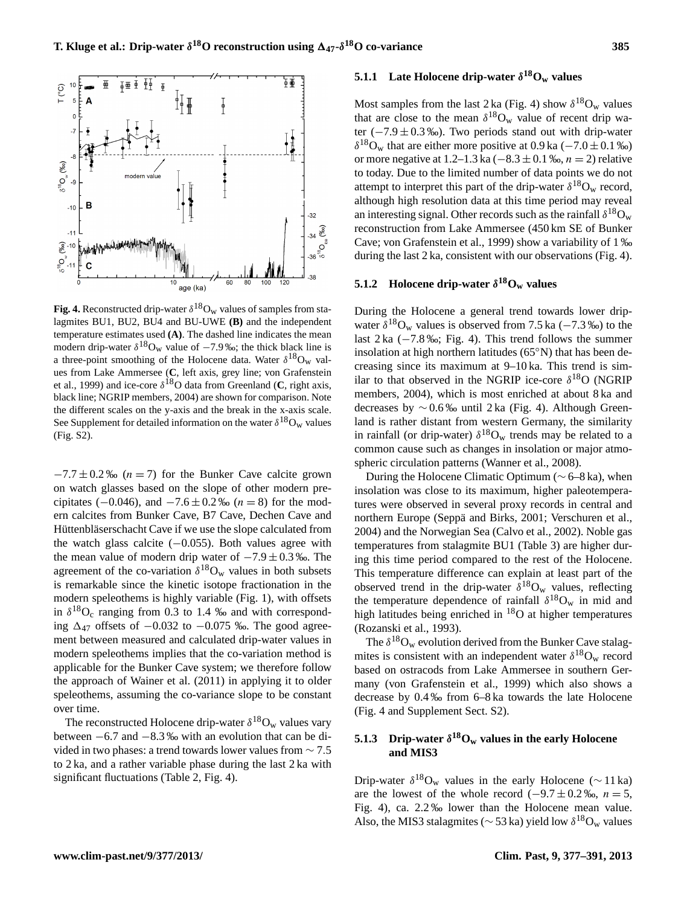**Fig. 4.** Reconstructed drip-water $\delta^{18}O_w$ values of samples from stalagmites BU1, BU2, BU4 and BU-UWE **(B)** and the independent temperature estimates used **(A)**. The dashed line indicates the mean modern drip-water $\delta^{18}O_W$ value of −7.9 ‰; the thick black line is a three-point smoothing of the Holocene data. Water $\delta^{18}O_W$ values from Lake Ammersee (**C**, left axis, grey line; von Grafenstein et al., 1999) and ice-core $\delta^{18}O$ data from Greenland (**C**, right axis, black line; NGRIP members, 2004) are shown for comparison. Note the different scales on the y-axis and the break in the x-axis scale. See Supplement for detailed information on the water $\delta^{18}O_W$ values (Fig. S2).

−7.7 ± 0.2 ‰ ($n = 7$) for the Bunker Cave calcite grown on watch glasses based on the slope of other modern precipitates (−0.046), and −7.6 ± 0.2 ‰ ($n = 8$) for the modern calcites from Bunker Cave, B7 Cave, Dechen Cave and Hüttenbläserschacht Cave if we use the slope calculated from the watch glass calcite (−0.055). Both values agree with the mean value of modern drip water of −7.9 ± 0.3 ‰. The agreement of the co-variation $\delta^{18}O_W$ values in both subsets is remarkable since the kinetic isotope fractionation in the modern speleothems is highly variable (Fig. 1), with offsets in $\delta^{18}O_c$ ranging from 0.3 to 1.4 ‰ and with corresponding $\Delta_{47}$ offsets of −0.032 to −0.075 ‰. The good agreement between measured and calculated drip-water values in modern speleothems implies that the co-variation method is applicable for the Bunker Cave system; we therefore follow the approach of Wainer et al. (2011) in applying it to older speleothems, assuming the co-variance slope to be constant over time.

The reconstructed Holocene drip-water $\delta^{18}O_W$ values vary between −6.7 and −8.3 ‰ with an evolution that can be divided in two phases: a trend towards lower values from ∼ 7.5 to 2 ka, and a rather variable phase during the last 2 ka with significant fluctuations (Table 2, Fig. 4).

### 5.1.1 Late Holocene drip-water $\delta^{18}O_w$ values

Most samples from the last 2 ka (Fig. 4) show $\delta^{18}O_W$ values that are close to the mean $\delta^{18}O_W$ value of recent drip water (−7.9 ± 0.3 ‰). Two periods stand out with drip-water $\delta^{18}O_W$ that are either more positive at 0.9 ka (−7.0 ± 0.1 ‰) or more negative at 1.2–1.3 ka (−8.3 ± 0.1 ‰, $n = 2$) relative to today. Due to the limited number of data points we do not attempt to interpret this part of the drip-water $\delta^{18}O_W$ record, although high resolution data at this time period may reveal an interesting signal. Other records such as the rainfall $\delta^{18}O_W$ reconstruction from Lake Ammersee (450 km SE of Bunker Cave; von Grafenstein et al., 1999) show a variability of 1 ‰ during the last 2 ka, consistent with our observations (Fig. 4).

### 5.1.2 Holocene drip-water $\delta^{18}O_w$ values

During the Holocene a general trend towards lower drip-water $\delta^{18}O_W$ values is observed from 7.5 ka (−7.3 ‰) to the last 2 ka (−7.8 ‰; Fig. 4). This trend follows the summer insolation at high northern latitudes (65° N) that has been decreasing since its maximum at 9–10 ka. This trend is similar to that observed in the NGRIP ice-core $\delta^{18}O$ (NGRIP members, 2004), which is most enriched at about 8 ka and decreases by ∼ 0.6 ‰ until 2 ka (Fig. 4). Although Greenland is rather distant from western Germany, the similarity in rainfall (or drip-water) $\delta^{18}O_W$ trends may be related to a common cause such as changes in insolation or major atmospheric circulation patterns (Wanner et al., 2008).

During the Holocene Climatic Optimum (∼ 6–8 ka), when insolation was close to its maximum, higher paleotemperatures were observed in several proxy records in central and northern Europe (Seppä and Birks, 2001; Verschuren et al., 2004) and the Norwegian Sea (Calvo et al., 2002). Noble gas temperatures from stalagmite BU1 (Table 3) are higher during this time period compared to the rest of the Holocene. This temperature difference can explain at least part of the observed trend in the drip-water $\delta^{18}O_W$ values, reflecting the temperature dependence of rainfall $\delta^{18}O_W$ in mid and high latitudes being enriched in $^{18}O$ at higher temperatures (Rozanski et al., 1993).

The $\delta^{18}O_W$ evolution derived from the Bunker Cave stalagmites is consistent with an independent water $\delta^{18}O_W$ record based on ostracods from Lake Ammersee in southern Germany (von Grafenstein et al., 1999) which also shows a decrease by 0.4 ‰ from 6–8 ka towards the late Holocene (Fig. 4 and Supplement Sect. S2).

### 5.1.3 Drip-water $\delta^{18}O_w$ values in the early Holocene and MIS3

Drip-water $\delta^{18}O_W$ values in the early Holocene (∼ 11 ka) are the lowest of the whole record (−9.7 ± 0.2 ‰, $n = 5$, Fig. 4), ca. 2.2 ‰ lower than the Holocene mean value. Also, the MIS3 stalagmites (∼ 53 ka) yield low $\delta^{18}O_W$ values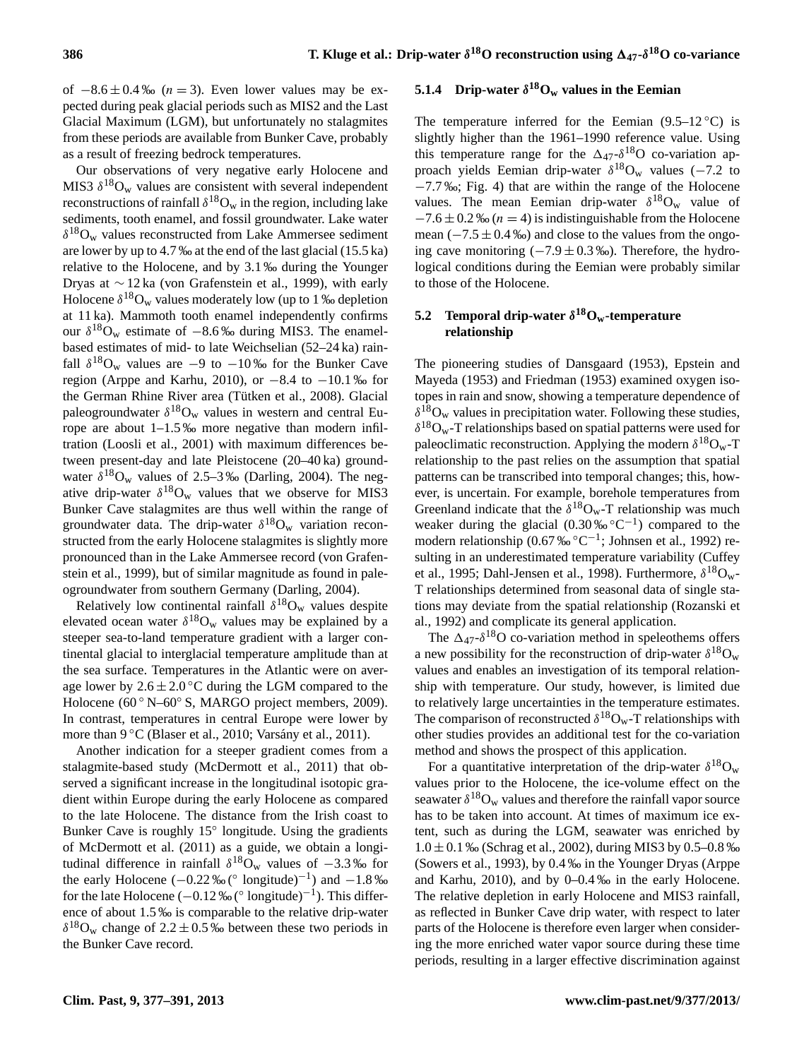of $-8.6 \pm 0.4$ ‰ ($n = 3$). Even lower values may be expected during peak glacial periods such as MIS2 and the Last Glacial Maximum (LGM), but unfortunately no stalagmites from these periods are available from Bunker Cave, probably as a result of freezing bedrock temperatures.

Our observations of very negative early Holocene and MIS3 $\delta^{18}O_w$ values are consistent with several independent reconstructions of rainfall $\delta^{18}O_w$ in the region, including lake sediments, tooth enamel, and fossil groundwater. Lake water $\delta^{18}O_w$ values reconstructed from Lake Ammersee sediment are lower by up to 4.7 ‰ at the end of the last glacial (15.5 ka) relative to the Holocene, and by 3.1 ‰ during the Younger Dryas at ∼ 12 ka (von Grafenstein et al., 1999), with early Holocene $\delta^{18}O_w$ values moderately low (up to 1 ‰ depletion at 11 ka). Mammoth tooth enamel independently confirms our $\delta^{18}O_w$ estimate of −8.6 ‰ during MIS3. The enamel-based estimates of mid- to late Weichselian (52–24 ka) rainfall $\delta^{18}O_w$ values are −9 to −10 ‰ for the Bunker Cave region (Arppe and Karhu, 2010), or −8.4 to −10.1 ‰ for the German Rhine River area (Tütken et al., 2008). Glacial paleogroundwater $\delta^{18}O_w$ values in western and central Europe are about 1–1.5 ‰ more negative than modern infiltration (Loosli et al., 2001) with maximum differences between present-day and late Pleistocene (20–40 ka) groundwater $\delta^{18}O_w$ values of 2.5–3 ‰ (Darling, 2004). The negative drip-water $\delta^{18}O_w$ values that we observe for MIS3 Bunker Cave stalagmites are thus well within the range of groundwater data. The drip-water $\delta^{18}O_w$ variation reconstructed from the early Holocene stalagmites is slightly more pronounced than in the Lake Ammersee record (von Grafenstein et al., 1999), but of similar magnitude as found in paleogroundwater from southern Germany (Darling, 2004).

Relatively low continental rainfall $\delta^{18}O_w$ values despite elevated ocean water $\delta^{18}O_w$ values may be explained by a steeper sea-to-land temperature gradient with a larger continental glacial to interglacial temperature amplitude than at the sea surface. Temperatures in the Atlantic were on average lower by $2.6 \pm 2.0$ °C during the LGM compared to the Holocene (60° N–60° S, MARGO project members, 2009). In contrast, temperatures in central Europe were lower by more than 9 °C (Blaser et al., 2010; Varsányi et al., 2011).

Another indication for a steeper gradient comes from a stalagmite-based study (McDermott et al., 2011) that observed a significant increase in the longitudinal isotopic gradient within Europe during the early Holocene as compared to the late Holocene. The distance from the Irish coast to Bunker Cave is roughly 15° longitude. Using the gradients of McDermott et al. (2011) as a guide, we obtain a longitudinal difference in rainfall $\delta^{18}O_w$ values of −3.3 ‰ for the early Holocene (−0.22 ‰ (° longitude)$^{-1}$) and −1.8 ‰ for the late Holocene (−0.12 ‰ (° longitude)$^{-1}$). This difference of about 1.5 ‰ is comparable to the relative drip-water $\delta^{18}O_w$ change of $2.2 \pm 0.5$ ‰ between these two periods in the Bunker Cave record.

#### 5.1.4 Drip-water $\delta^{18}O_w$ values in the Eemian

The temperature inferred for the Eemian (9.5–12 °C) is slightly higher than the 1961–1990 reference value. Using this temperature range for the $\Delta_{47}$-$\delta^{18}O$ co-variation approach yields Eemian drip-water $\delta^{18}O_w$ values (−7.2 to −7.7 ‰; Fig. 4) that are within the range of the Holocene values. The mean Eemian drip-water $\delta^{18}O_w$ value of $-7.6 \pm 0.2$ ‰ ($n = 4$) is indistinguishable from the Holocene mean ($-7.5 \pm 0.4$ ‰) and close to the values from the ongoing cave monitoring ($-7.9 \pm 0.3$ ‰). Therefore, the hydrological conditions during the Eemian were probably similar to those of the Holocene.

### 5.2 Temporal drip-water $\delta^{18}O_w$-temperature relationship

The pioneering studies of Dansgaard (1953), Epstein and Mayeda (1953) and Friedman (1953) examined oxygen isotopes in rain and snow, showing a temperature dependence of $\delta^{18}O_w$ values in precipitation water. Following these studies, $\delta^{18}O_w$-T relationships based on spatial patterns were used for paleoclimatic reconstruction. Applying the modern $\delta^{18}O_w$-T relationship to the past relies on the assumption that spatial patterns can be transcribed into temporal changes; this, however, is uncertain. For example, borehole temperatures from Greenland indicate that the $\delta^{18}O_w$-T relationship was much weaker during the glacial (0.30 ‰ °C$^{-1}$) compared to the modern relationship (0.67 ‰ °C$^{-1}$; Johnsen et al., 1992) resulting in an underestimated temperature variability (Cuffey et al., 1995; Dahl-Jensen et al., 1998). Furthermore, $\delta^{18}O_w$-T relationships determined from seasonal data of single stations may deviate from the spatial relationship (Rozanski et al., 1992) and complicate its general application.

The $\Delta_{47}$-$\delta^{18}O$ co-variation method in speleothems offers a new possibility for the reconstruction of drip-water $\delta^{18}O_w$ values and enables an investigation of its temporal relationship with temperature. Our study, however, is limited due to relatively large uncertainties in the temperature estimates. The comparison of reconstructed $\delta^{18}O_w$-T relationships with other studies provides an additional test for the co-variation method and shows the prospect of this application.

For a quantitative interpretation of the drip-water $\delta^{18}O_w$ values prior to the Holocene, the ice-volume effect on the seawater $\delta^{18}O_w$ values and therefore the rainfall vapor source has to be taken into account. At times of maximum ice extent, such as during the LGM, seawater was enriched by $1.0 \pm 0.1$ ‰ (Schrag et al., 2002), during MIS3 by 0.5–0.8 ‰ (Sowers et al., 1993), by 0.4 ‰ in the Younger Dryas (Arppe and Karhu, 2010), and by 0–0.4 ‰ in the early Holocene. The relative depletion in early Holocene and MIS3 rainfall, as reflected in Bunker Cave drip water, with respect to later parts of the Holocene is therefore even larger when considering the more enriched water vapor source during these time periods, resulting in a larger effective discrimination against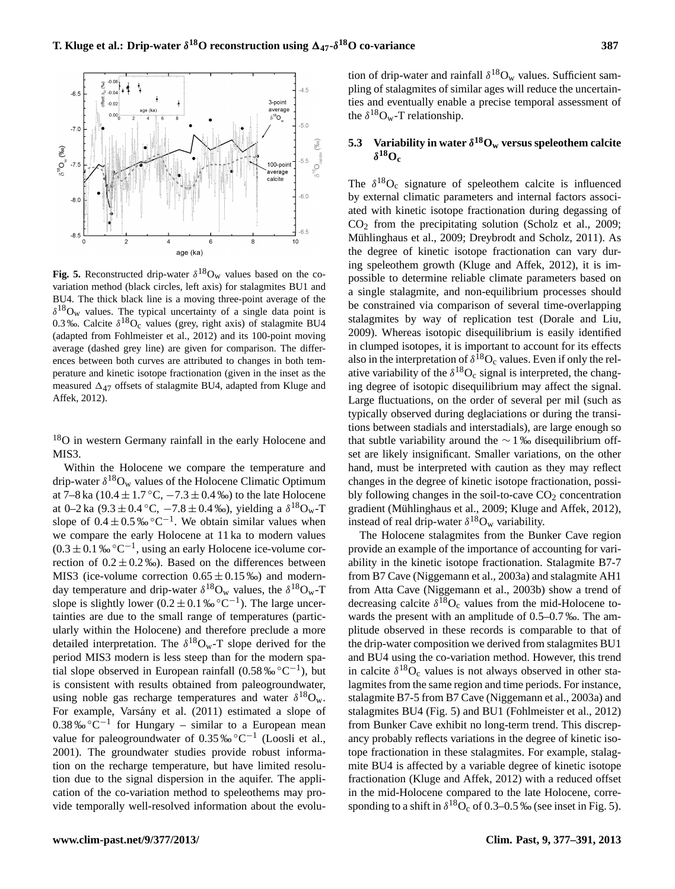**Fig. 5.** Reconstructed drip-water $\delta^{18}O_w$ values based on the co-variation method (black circles, left axis) for stalagmites BU1 and BU4. The thick black line is a moving three-point average of the $\delta^{18}O_w$ values. The typical uncertainty of a single data point is 0.3 ‰. Calcite $\delta^{18}O_c$ values (grey, right axis) of stalagmite BU4 (adapted from Fohlmeister et al., 2012) and its 100-point moving average (dashed grey line) are given for comparison. The differences between both curves are attributed to changes in both temperature and kinetic isotope fractionation (given in the inset as the measured $\Delta_{47}$ offsets of stalagmite BU4, adapted from Kluge and Affek, 2012).

$^{18}O$ in western Germany rainfall in the early Holocene and MIS3.

Within the Holocene we compare the temperature and drip-water $\delta^{18}O_w$ values of the Holocene Climatic Optimum at 7–8 ka ($10.4 \pm 1.7$ °C, $-7.3 \pm 0.4$ ‰) to the late Holocene at 0–2 ka ($9.3 \pm 0.4$ °C, $-7.8 \pm 0.4$ ‰), yielding a $\delta^{18}O_w$-T slope of $0.4 \pm 0.5$ ‰ °C$^{-1}$. We obtain similar values when we compare the early Holocene at 11 ka to modern values ($0.3 \pm 0.1$ ‰ °C$^{-1}$, using an early Holocene ice-volume correction of $0.2 \pm 0.2$ ‰). Based on the differences between MIS3 (ice-volume correction $0.65 \pm 0.15$ ‰) and modern-day temperature and drip-water $\delta^{18}O_w$ values, the $\delta^{18}O_w$-T slope is slightly lower ($0.2 \pm 0.1$ ‰ °C$^{-1}$). The large uncertainties are due to the small range of temperatures (particularly within the Holocene) and therefore preclude a more detailed interpretation. The $\delta^{18}O_w$-T slope derived for the period MIS3 modern is less steep than for the modern spatial slope observed in European rainfall (0.58 ‰ °C$^{-1}$), but is consistent with results obtained from paleogroundwater, using noble gas recharge temperatures and water $\delta^{18}O_w$. For example, Varsány et al. (2011) estimated a slope of 0.38 ‰ °C$^{-1}$ for Hungary – similar to a European mean value for paleogroundwater of 0.35 ‰ °C$^{-1}$ (Loosli et al., 2001). The groundwater studies provide robust information on the recharge temperature, but have limited resolution due to the signal dispersion in the aquifer. The application of the co-variation method to speleothems may provide temporally well-resolved information about the evolution of drip-water and rainfall $\delta^{18}O_w$ values. Sufficient sampling of stalagmites of similar ages will reduce the uncertainties and eventually enable a precise temporal assessment of the $\delta^{18}O_w$-T relationship.

### 5.3 Variability in water $\delta^{18}O_w$ versus speleothem calcite $\delta^{18}O_c$

The $\delta^{18}O_c$ signature of speleothem calcite is influenced by external climatic parameters and internal factors associated with kinetic isotope fractionation during degassing of $CO_2$ from the precipitating solution (Scholz et al., 2009; Mühlinghaus et al., 2009; Dreybrodt and Scholz, 2011). As the degree of kinetic isotope fractionation can vary during speleothem growth (Kluge and Affek, 2012), it is impossible to determine reliable climate parameters based on a single stalagmite, and non-equilibrium processes should be constrained via comparison of several time-overlapping stalagmites by way of replication test (Dorale and Liu, 2009). Whereas isotopic disequilibrium is easily identified in clumped isotopes, it is important to account for its effects also in the interpretation of $\delta^{18}O_c$ values. Even if only the relative variability of the $\delta^{18}O_c$ signal is interpreted, the changing degree of isotopic disequilibrium may affect the signal. Large fluctuations, on the order of several per mil (such as typically observed during deglaciations or during the transitions between stadials and interstadials), are large enough so that subtle variability around the $\sim 1$ ‰ disequilibrium offset are likely insignificant. Smaller variations, on the other hand, must be interpreted with caution as they may reflect changes in the degree of kinetic isotope fractionation, possibly following changes in the soil-to-cave $CO_2$ concentration gradient (Mühlinghaus et al., 2009; Kluge and Affek, 2012), instead of real drip-water $\delta^{18}O_w$ variability.

The Holocene stalagmites from the Bunker Cave region provide an example of the importance of accounting for variability in the kinetic isotope fractionation. Stalagmite B7-7 from B7 Cave (Niggemann et al., 2003a) and stalagmite AH1 from Atta Cave (Niggemann et al., 2003b) show a trend of decreasing calcite $\delta^{18}O_c$ values from the mid-Holocene towards the present with an amplitude of 0.5–0.7 ‰. The amplitude observed in these records is comparable to that of the drip-water composition we derived from stalagmites BU1 and BU4 using the co-variation method. However, this trend in calcite $\delta^{18}O_c$ values is not always observed in other stalagmites from the same region and time periods. For instance, stalagmite B7-5 from B7 Cave (Niggemann et al., 2003a) and stalagmites BU4 (Fig. 5) and BU1 (Fohlmeister et al., 2012) from Bunker Cave exhibit no long-term trend. This discrepancy probably reflects variations in the degree of kinetic isotope fractionation in these stalagmites. For example, stalagmite BU4 is affected by a variable degree of kinetic isotope fractionation (Kluge and Affek, 2012) with a reduced offset in the mid-Holocene compared to the late Holocene, corresponding to a shift in $\delta^{18}O_c$ of 0.3–0.5 ‰ (see inset in Fig. 5).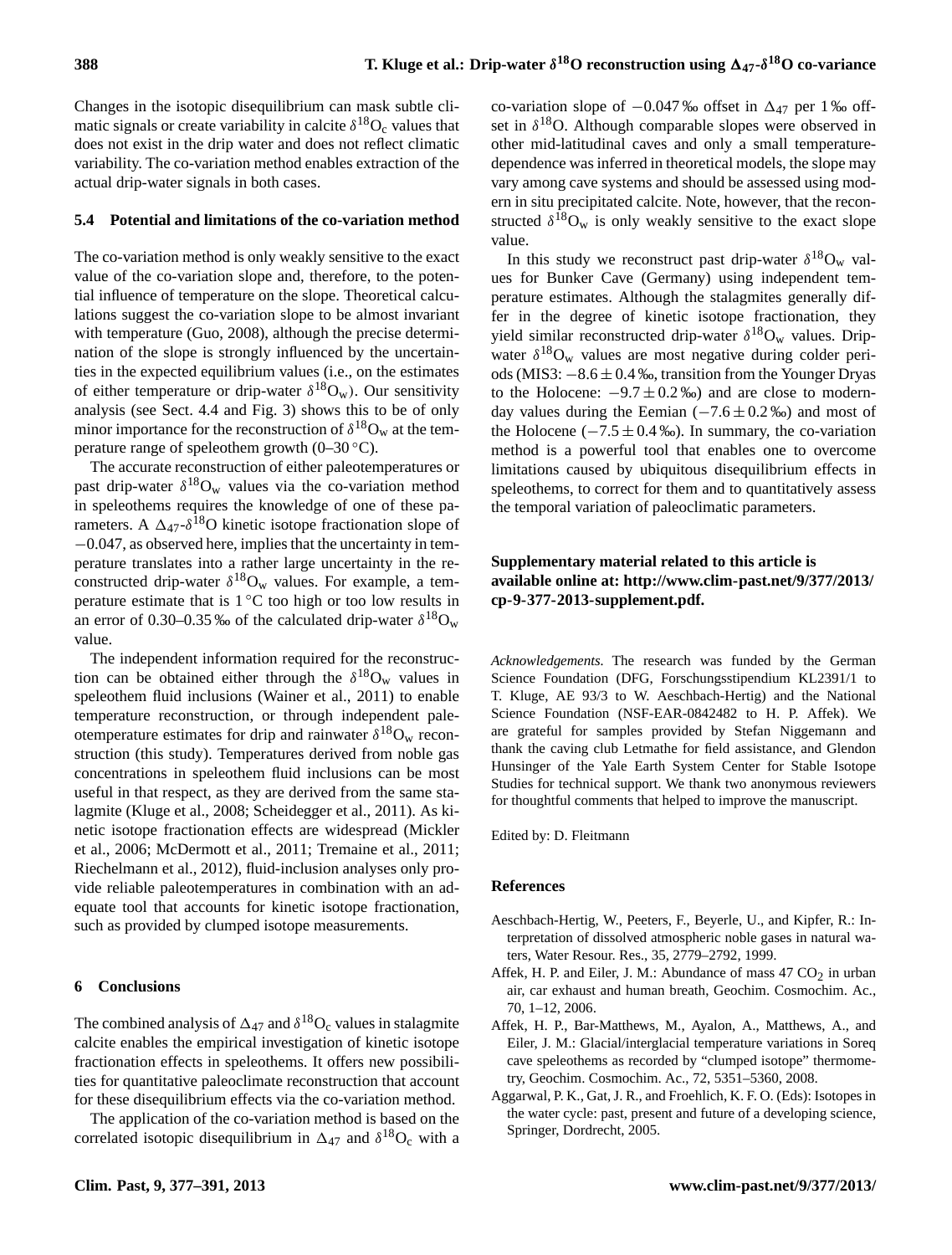Changes in the isotopic disequilibrium can mask subtle climatic signals or create variability in calcite $\delta^{18}O_c$ values that does not exist in the drip water and does not reflect climatic variability. The co-variation method enables extraction of the actual drip-water signals in both cases.

### 5.4 Potential and limitations of the co-variation method

The co-variation method is only weakly sensitive to the exact value of the co-variation slope and, therefore, to the potential influence of temperature on the slope. Theoretical calculations suggest the co-variation slope to be almost invariant with temperature (Guo, 2008), although the precise determination of the slope is strongly influenced by the uncertainties in the expected equilibrium values (i.e., on the estimates of either temperature or drip-water $\delta^{18}O_w$). Our sensitivity analysis (see Sect. 4.4 and Fig. 3) shows this to be of only minor importance for the reconstruction of $\delta^{18}O_w$ at the temperature range of speleothem growth (0–30 °C).

The accurate reconstruction of either paleotemperatures or past drip-water $\delta^{18}O_w$ values via the co-variation method in speleothems requires the knowledge of one of these parameters. A $\Delta_{47}$-$\delta^{18}O$ kinetic isotope fractionation slope of $-0.047$, as observed here, implies that the uncertainty in temperature translates into a rather large uncertainty in the reconstructed drip-water $\delta^{18}O_w$ values. For example, a temperature estimate that is 1 °C too high or too low results in an error of 0.30–0.35 ‰ of the calculated drip-water $\delta^{18}O_w$ value.

The independent information required for the reconstruction can be obtained either through the $\delta^{18}O_w$ values in speleothem fluid inclusions (Wainer et al., 2011) to enable temperature reconstruction, or through independent paleotemperature estimates for drip and rainwater $\delta^{18}O_w$ reconstruction (this study). Temperatures derived from noble gas concentrations in speleothem fluid inclusions can be most useful in that respect, as they are derived from the same stalagmite (Kluge et al., 2008; Scheidegger et al., 2011). As kinetic isotope fractionation effects are widespread (Mickler et al., 2006; McDermott et al., 2011; Tremaine et al., 2011; Riechelmann et al., 2012), fluid-inclusion analyses only provide reliable paleotemperatures in combination with an adequate tool that accounts for kinetic isotope fractionation, such as provided by clumped isotope measurements.

## 6 Conclusions

The combined analysis of $\Delta_{47}$ and $\delta^{18}O_c$ values in stalagmite calcite enables the empirical investigation of kinetic isotope fractionation effects in speleothems. It offers new possibilities for quantitative paleoclimate reconstruction that account for these disequilibrium effects via the co-variation method.

The application of the co-variation method is based on the correlated isotopic disequilibrium in $\Delta_{47}$ and $\delta^{18}O_c$ with a co-variation slope of $-0.047$ ‰ offset in $\Delta_{47}$ per 1 ‰ offset in $\delta^{18}O$. Although comparable slopes were observed in other mid-latitudinal caves and only a small temperature-dependence was inferred in theoretical models, the slope may vary among cave systems and should be assessed using modern in situ precipitated calcite. Note, however, that the reconstructed $\delta^{18}O_w$ is only weakly sensitive to the exact slope value.

In this study we reconstruct past drip-water $\delta^{18}O_w$ values for Bunker Cave (Germany) using independent temperature estimates. Although the stalagmites generally differ in the degree of kinetic isotope fractionation, they yield similar reconstructed drip-water $\delta^{18}O_w$ values. Drip-water $\delta^{18}O_w$ values are most negative during colder periods (MIS3: $-8.6 \pm 0.4$ ‰, transition from the Younger Dryas to the Holocene: $-9.7 \pm 0.2$ ‰) and are close to modern-day values during the Eemian ($-7.6 \pm 0.2$ ‰) and most of the Holocene ($-7.5 \pm 0.4$ ‰). In summary, the co-variation method is a powerful tool that enables one to overcome limitations caused by ubiquitous disequilibrium effects in speleothems, to correct for them and to quantitatively assess the temporal variation of paleoclimatic parameters.

**Supplementary material related to this article is available online at: http://www.clim-past.net/9/377/2013/cp-9-377-2013-supplement.pdf.**

*Acknowledgements.* The research was funded by the German Science Foundation (DFG, Forschungsstipendium KL2391/1 to T. Kluge, AE 93/3 to W. Aeschbach-Hertig) and the National Science Foundation (NSF-EAR-0842482 to H. P. Affek). We are grateful for samples provided by Stefan Niggemann and thank the caving club Letmathe for field assistance, and Glendon Hunsinger of the Yale Earth System Center for Stable Isotope Studies for technical support. We thank two anonymous reviewers for thoughtful comments that helped to improve the manuscript.

Edited by: D. Fleitmann

## References

Aeschbach-Hertig, W., Peeters, F., Beyerle, U., and Kipfer, R.: Interpretation of dissolved atmospheric noble gases in natural waters, Water Resour. Res., 35, 2779–2792, 1999.

Affek, H. P. and Eiler, J. M.: Abundance of mass 47 $CO_2$ in urban air, car exhaust and human breath, Geochim. Cosmochim. Ac., 70, 1–12, 2006.

Affek, H. P., Bar-Matthews, M., Ayalon, A., Matthews, A., and Eiler, J. M.: Glacial/interglacial temperature variations in Soreq cave speleothems as recorded by "clumped isotope" thermometry, Geochim. Cosmochim. Ac., 72, 5351–5360, 2008.

Aggarwal, P. K., Gat, J. R., and Froehlich, K. F. O. (Eds): Isotopes in the water cycle: past, present and future of a developing science, Springer, Dordrecht, 2005.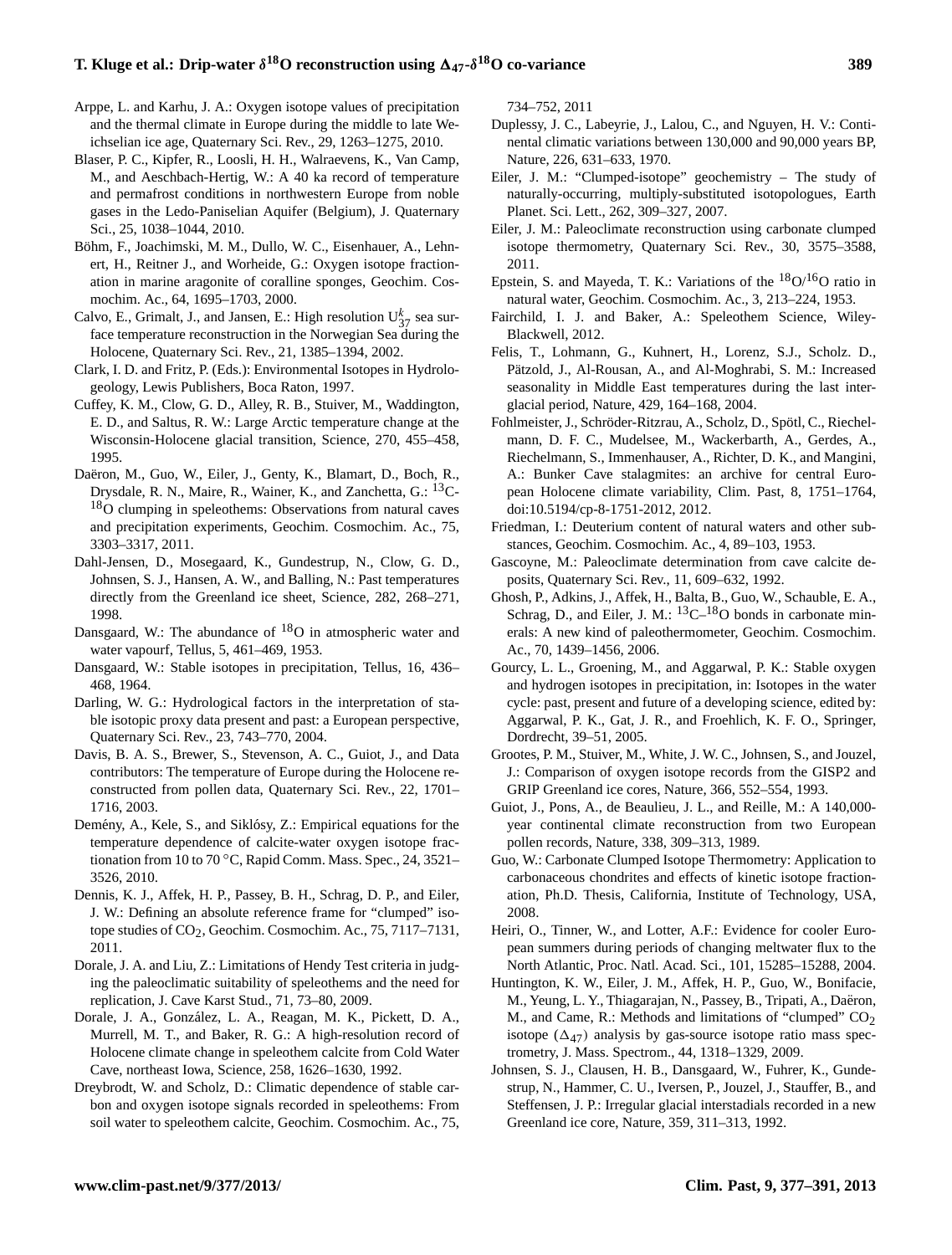Arppe, L. and Karhu, J. A.: Oxygen isotope values of precipitation and the thermal climate in Europe during the middle to late Weichselian ice age, Quaternary Sci. Rev., 29, 1263–1275, 2010.

Blaser, P. C., Kipfer, R., Loosli, H. H., Walraevens, K., Van Camp, M., and Aeschbach-Hertig, W.: A 40 ka record of temperature and permafrost conditions in northwestern Europe from noble gases in the Ledo-Paniselian Aquifer (Belgium), J. Quaternary Sci., 25, 1038–1044, 2010.

Böhm, F., Joachimski, M. M., Dullo, W. C., Eisenhauer, A., Lehnert, H., Reitner J., and Worheide, G.: Oxygen isotope fractionation in marine aragonite of coralline sponges, Geochim. Cosmochim. Ac., 64, 1695–1703, 2000.

Calvo, E., Grimalt, J., and Jansen, E.: High resolution $U^k_{37}$ sea surface temperature reconstruction in the Norwegian Sea during the Holocene, Quaternary Sci. Rev., 21, 1385–1394, 2002.

Clark, I. D. and Fritz, P. (Eds.): Environmental Isotopes in Hydrologeology, Lewis Publishers, Boca Raton, 1997.

Cuffey, K. M., Clow, G. D., Alley, R. B., Stuiver, M., Waddington, E. D., and Saltus, R. W.: Large Arctic temperature change at the Wisconsin-Holocene glacial transition, Science, 270, 455–458, 1995.

Daëron, M., Guo, W., Eiler, J., Genty, K., Blamart, D., Boch, R., Drysdale, R. N., Maire, R., Wainer, K., and Zanchetta, G.: $^{13}C$-$^{18}O$ clumping in speleothems: Observations from natural caves and precipitation experiments, Geochim. Cosmochim. Ac., 75, 3303–3317, 2011.

Dahl-Jensen, D., Mosegaard, K., Gundestrup, N., Clow, G. D., Johnsen, S. J., Hansen, A. W., and Balling, N.: Past temperatures directly from the Greenland ice sheet, Science, 282, 268–271, 1998.

Dansgaard, W.: The abundance of $^{18}O$ in atmospheric water and water vapourf, Tellus, 5, 461–469, 1953.

Dansgaard, W.: Stable isotopes in precipitation, Tellus, 16, 436–468, 1964.

Darling, W. G.: Hydrological factors in the interpretation of stable isotopic proxy data present and past: a European perspective, Quaternary Sci. Rev., 23, 743–770, 2004.

Davis, B. A. S., Brewer, S., Stevenson, A. C., Guiot, J., and Data contributors: The temperature of Europe during the Holocene reconstructed from pollen data, Quaternary Sci. Rev., 22, 1701–1716, 2003.

Demény, A., Kele, S., and Siklósy, Z.: Empirical equations for the temperature dependence of calcite-water oxygen isotope fractionation from 10 to 70 °C, Rapid Comm. Mass. Spec., 24, 3521–3526, 2010.

Dennis, K. J., Affek, H. P., Passey, B. H., Schrag, D. P., and Eiler, J. W.: Defining an absolute reference frame for "clumped" isotope studies of $CO_2$, Geochim. Cosmochim. Ac., 75, 7117–7131, 2011.

Dorale, J. A. and Liu, Z.: Limitations of Hendy Test criteria in judging the paleoclimatic suitability of speleothems and the need for replication, J. Cave Karst Stud., 71, 73–80, 2009.

Dorale, J. A., González, L. A., Reagan, M. K., Pickett, D. A., Murrell, M. T., and Baker, R. G.: A high-resolution record of Holocene climate change in speleothem calcite from Cold Water Cave, northeast Iowa, Science, 258, 1626–1630, 1992.

Dreybrodt, W. and Scholz, D.: Climatic dependence of stable carbon and oxygen isotope signals recorded in speleothems: From soil water to speleothem calcite, Geochim. Cosmochim. Ac., 75, 734–752, 2011

Duplessy, J. C., Labeyrie, J., Lalou, C., and Nguyen, H. V.: Continental climatic variations between 130,000 and 90,000 years BP, Nature, 226, 631–633, 1970.

Eiler, J. M.: "Clumped-isotope" geochemistry – The study of naturally-occurring, multiply-substituted isotopologues, Earth Planet. Sci. Lett., 262, 309–327, 2007.

Eiler, J. M.: Paleoclimate reconstruction using carbonate clumped isotope thermometry, Quaternary Sci. Rev., 30, 3575–3588, 2011.

Epstein, S. and Mayeda, T. K.: Variations of the $^{18}O/^{16}O$ ratio in natural water, Geochim. Cosmochim. Ac., 3, 213–224, 1953.

Fairchild, I. J. and Baker, A.: Speleothem Science, Wiley-Blackwell, 2012.

Felis, T., Lohmann, G., Kuhnert, H., Lorenz, S.J., Scholz. D., Pätzold, J., Al-Rousan, A., and Al-Moghrabi, S. M.: Increased seasonality in Middle East temperatures during the last interglacial period, Nature, 429, 164–168, 2004.

Fohlmeister, J., Schröder-Ritzrau, A., Scholz, D., Spötl, C., Riechelmann, D. F. C., Mudelsee, M., Wackerbarth, A., Gerdes, A., Riechelmann, S., Immenhauser, A., Richter, D. K., and Mangini, A.: Bunker Cave stalagmites: an archive for central European Holocene climate variability, Clim. Past, 8, 1751–1764, doi:10.5194/cp-8-1751-2012, 2012.

Friedman, I.: Deuterium content of natural waters and other substances, Geochim. Cosmochim. Ac., 4, 89–103, 1953.

Gascoyne, M.: Palaeoclimate determination from cave calcite deposits, Quaternary Sci. Rev., 11, 609–632, 1992.

Ghosh, P., Adkins, J., Affek, H., Balta, B., Guo, W., Schauble, E. A., Schrag, D., and Eiler, J. M.: $^{13}C$–$^{18}O$ bonds in carbonate minerals: A new kind of paleothermometer, Geochim. Cosmochim. Ac., 70, 1439–1456, 2006.

Gourcy, L. L., Groening, M., and Aggarwal, P. K.: Stable oxygen and hydrogen isotopes in precipitation, in: Isotopes in the water cycle: past, present and future of a developing science, edited by: Aggarwal, P. K., Gat, J. R., and Froehlich, K. F. O., Springer, Dordrecht, 39–51, 2005.

Grootes, P. M., Stuiver, M., White, J. W. C., Johnsen, S., and Jouzel, J.: Comparison of oxygen isotope records from the GISP2 and GRIP Greenland ice cores, Nature, 366, 552–554, 1993.

Guiot, J., Pons, A., de Beaulieu, J. L., and Reille, M.: A 140,000-year continental climate reconstruction from two European pollen records, Nature, 338, 309–313, 1989.

Guo, W.: Carbonate Clumped Isotope Thermometry: Application to carbonaceous chondrites and effects of kinetic isotope fractionation, Ph.D. Thesis, California, Institute of Technology, USA, 2008.

Heiri, O., Tinner, W., and Lotter, A.F.: Evidence for cooler European summers during periods of changing meltwater flux to the North Atlantic, Proc. Natl. Acad. Sci., 101, 15285–15288, 2004.

Huntington, K. W., Eiler, J. M., Affek, H. P., Guo, W., Bonifacie, M., Yeung, L. Y., Thiagarajan, N., Passey, B., Tripati, A., Daëron, M., and Came, R.: Methods and limitations of "clumped" $CO_2$ isotope ($\Delta_{47}$) analysis by gas-source isotope ratio mass spectrometry, J. Mass. Spectrom., 44, 1318–1329, 2009.

Johnsen, S. J., Clausen, H. B., Dansgaard, W., Fuhrer, K., Gundestrup, N., Hammer, C. U., Iversen, P., Jouzel, J., Stauffer, B., and Steffensen, J. P.: Irregular glacial interstadials recorded in a new Greenland ice core, Nature, 359, 311–313, 1992.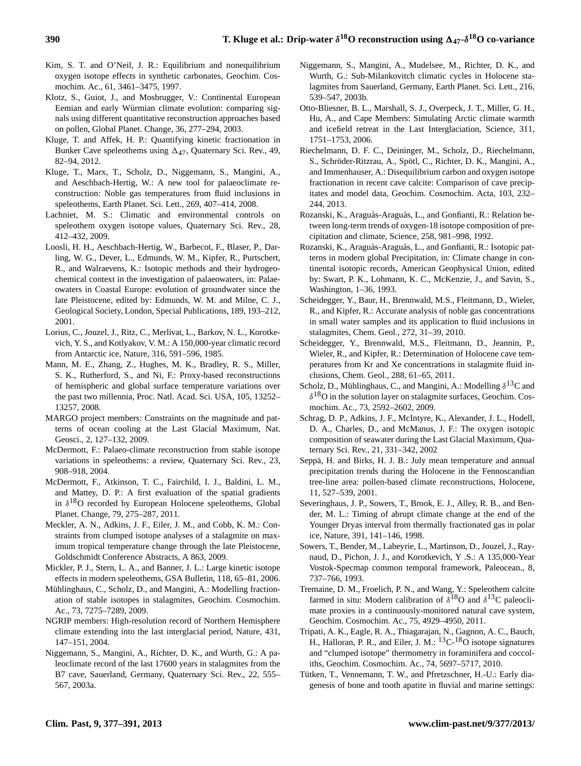Kim, S. T. and O'Neil, J. R.: Equilibrium and nonequilibrium oxygen isotope effects in synthetic carbonates, Geochim. Cosmochim. Ac., 61, 3461–3475, 1997.

Klotz, S., Guiot, J., and Mosbrugger, V.: Continental European Eemian and early Würmian climate evolution: comparing signals using different quantitative reconstruction approaches based on pollen, Global Planet. Change, 36, 277–294, 2003.

Kluge, T. and Affek, H. P.: Quantifying kinetic fractionation in Bunker Cave speleothems using $\Delta_{47}$, Quaternary Sci. Rev., 49, 82–94, 2012.

Kluge, T., Marx, T., Scholz, D., Niggemann, S., Mangini, A., and Aeschbach-Hertig, W.: A new tool for palaeoclimate reconstruction: Noble gas temperatures from fluid inclusions in speleothems, Earth Planet. Sci. Lett., 269, 407–414, 2008.

Lachniet, M. S.: Climatic and environmental controls on speleothem oxygen isotope values, Quaternary Sci. Rev., 28, 412–432, 2009.

Loosli, H. H., Aeschbach-Hertig, W., Barbecot, F., Blaser, P., Darling, W. G., Dever, L., Edmunds, W. M., Kipfer, R., Purtschert, R., and Walraevens, K.: Isotopic methods and their hydrogeochemical context in the investigation of palaeowaters, in: Palaeowaters in Coastal Europe: evolution of groundwater since the late Pleistocene, edited by: Edmunds, W. M. and Milne, C. J., Geological Society, London, Special Publications, 189, 193–212, 2001.

Lorius, C., Jouzel, J., Ritz, C., Merlivat, L., Barkov, N. L., Korotkevich, Y. S., and Kotlyakov, V. M.: A 150,000-year climatic record from Antarctic ice, Nature, 316, 591–596, 1985.

Mann, M. E., Zhang, Z., Hughes, M. K., Bradley, R. S., Miller, S. K., Rutherford, S., and Ni, F.: Proxy-based reconstructions of hemispheric and global surface temperature variations over the past two millennia, Proc. Natl. Acad. Sci. USA, 105, 13252–13257, 2008.

MARGO project members: Constraints on the magnitude and patterns of ocean cooling at the Last Glacial Maximum, Nat. Geosci., 2, 127–132, 2009.

McDermott, F.: Palaeo-climate reconstruction from stable isotope variations in speleothems: a review, Quaternary Sci. Rev., 23, 908–918, 2004.

McDermott, F., Atkinson, T. C., Fairchild, I. J., Baldini, L. M., and Mattey, D. P.: A first evaluation of the spatial gradients in $\delta^{18}$O recorded by European Holocene speleothems, Global Planet. Change, 79, 275–287, 2011.

Meckler, A. N., Adkins, J. F., Eiler, J. M., and Cobb, K. M.: Constraints from clumped isotope analyses of a stalagmite on maximum tropical temperature change through the late Pleistocene, Goldschmidt Conference Abstracts, A 863, 2009.

Mickler, P. J., Stern, L. A., and Banner, J. L.: Large kinetic isotope effects in modern speleothems, GSA Bulletin, 118, 65–81, 2006.

Mühlinghaus, C., Scholz, D., and Mangini, A.: Modelling fractionation of stable isotopes in stalagmites, Geochim. Cosmochim. Ac., 73, 7275–7289, 2009.

NGRIP members: High-resolution record of Northern Hemisphere climate extending into the last interglacial period, Nature, 431, 147–151, 2004.

Niggemann, S., Mangini, A., Richter, D. K., and Wurth, G.: A paleoclimate record of the last 17600 years in stalagmites from the B7 cave, Sauerland, Germany, Quaternary Sci. Rev., 22, 555–567, 2003a.

Niggemann, S., Mangini, A., Mudelsee, M., Richter, D. K., and Wurth, G.: Sub-Milankovitch climatic cycles in Holocene stalagmites from Sauerland, Germany, Earth Planet. Sci. Lett., 216, 539–547, 2003b.

Otto-Bliesner, B. L., Marshall, S. J., Overpeck, J. T., Miller, G. H., Hu, A., and Cape Members: Simulating Arctic climate warmth and icefield retreat in the Last Interglaciation, Science, 311, 1751–1753, 2006.

Riechelmann, D. F. C., Deininger, M., Scholz, D., Riechelmann, S., Schröder-Ritzrau, A., Spötl, C., Richter, D. K., Mangini, A., and Immenhauser, A.: Disequilibrium carbon and oxygen isotope fractionation in recent cave calcite: Comparison of cave precipitates and model data, Geochim. Cosmochim. Acta, 103, 232–244, 2013.

Rozanski, K., Araguás-Araguás, L., and Gonfianti, R.: Relation between long-term trends of oxygen-18 isotope composition of precipitation and climate, Science, 258, 981–998, 1992.

Rozanski, K., Araguás-Araguás, L., and Gonfianti, R.: Isotopic patterns in modern global Precipitation, in: Climate change in continental isotopic records, American Geophysical Union, edited by: Swart, P. K., Lohmann, K. C., McKenzie, J., and Savin, S., Washington, 1–36, 1993.

Scheidegger, Y., Baur, H., Brennwald, M.S., Fleitmann, D., Wieler, R., and Kipfer, R.: Accurate analysis of noble gas concentrations in small water samples and its application to fluid inclusions in stalagmites, Chem. Geol., 272, 31–39, 2010.

Scheidegger, Y., Brennwald, M.S., Fleitmann, D., Jeannin, P., Wieler, R., and Kipfer, R.: Determination of Holocene cave temperatures from Kr and Xe concentrations in stalagmite fluid inclusions, Chem. Geol., 288, 61–65, 2011.

Scholz, D., Mühlinghaus, C., and Mangini, A.: Modelling $\delta^{13}$C and $\delta^{18}$O in the solution layer on stalagmite surfaces, Geochim. Cosmochim. Ac., 73, 2592–2602, 2009.

Schrag, D. P., Adkins, J. F., McIntyre, K., Alexander, J. L., Hodell, D. A., Charles, D., and McManus, J. F.: The oxygen isotopic composition of seawater during the Last Glacial Maximum, Quaternary Sci. Rev., 21, 331–342, 2002

Seppä, H. and Birks, H. J. B.: July mean temperature and annual precipitation trends during the Holocene in the Fennoscandian tree-line area: pollen-based climate reconstructions, Holocene, 11, 527–539, 2001.

Severinghaus, J. P., Sowers, T., Brook, E. J., Alley, R. B., and Bender, M. L.: Timing of abrupt climate change at the end of the Younger Dryas interval from thermally fractionated gas in polar ice, Nature, 391, 141–146, 1998.

Sowers, T., Bender, M., Labeyrie, L., Martinson, D., Jouzel, J., Raynaud, D., Pichon, J. J., and Korotkevich, Y .S.: A 135,000-Year Vostok-Specmap common temporal framework, Paleocean., 8, 737–766, 1993.

Tremaine, D. M., Froelich, P. N., and Wang, Y.: Speleothem calcite farmed in situ: Modern calibration of $\delta^{18}$O and $\delta^{13}$C paleoclimate proxies in a continuously-monitored natural cave system, Geochim. Cosmochim. Ac., 75, 4929–4950, 2011.

Tripati, A. K., Eagle, R. A., Thiagarajan, N., Gagnon, A. C., Bauch, H., Halloran, P. R., and Eiler, J. M.: $^{13}$C-$^{18}$O isotope signatures and "clumped isotope" thermometry in foraminifera and coccoliths, Geochim. Cosmochim. Ac., 74, 5697–5717, 2010.

Tütken, T., Vennemann, T. W., and Pfretzschner, H.-U.: Early diagenesis of bone and tooth apatite in fluvial and marine settings: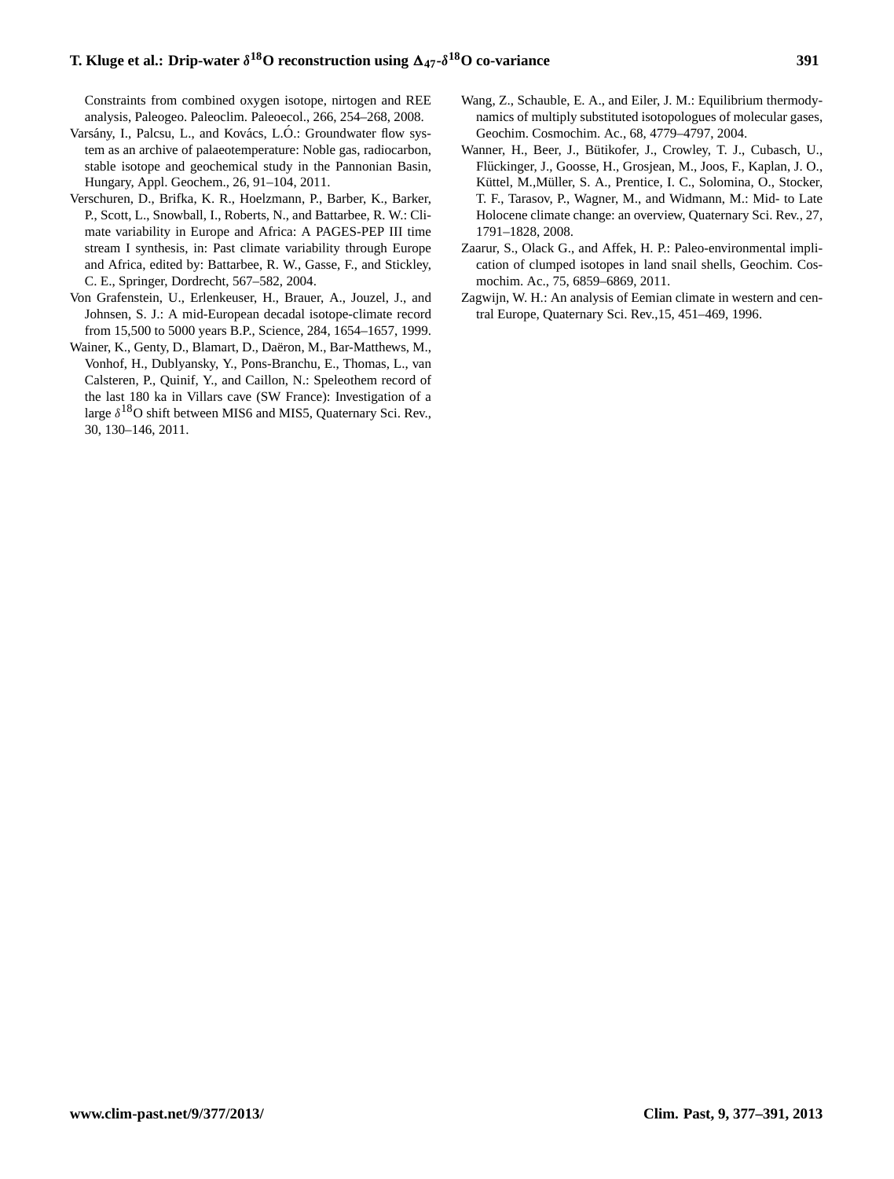Constraints from combined oxygen isotope, nirtogen and REE analysis, Paleogeo. Paleoclim. Paleoecol., 266, 254–268, 2008.

Varsány, I., Palcsu, L., and Kovács, L.Ó.: Groundwater flow system as an archive of palaeotemperature: Noble gas, radiocarbon, stable isotope and geochemical study in the Pannonian Basin, Hungary, Appl. Geochem., 26, 91–104, 2011.

Verschuren, D., Brifka, K. R., Hoelzmann, P., Barber, K., Barker, P., Scott, L., Snowball, I., Roberts, N., and Battarbee, R. W.: Climate variability in Europe and Africa: A PAGES-PEP III time stream I synthesis, in: Past climate variability through Europe and Africa, edited by: Battarbee, R. W., Gasse, F., and Stickley, C. E., Springer, Dordrecht, 567–582, 2004.

Von Grafenstein, U., Erlenkeuser, H., Brauer, A., Jouzel, J., and Johnsen, S. J.: A mid-European decadal isotope-climate record from 15,500 to 5000 years B.P., Science, 284, 1654–1657, 1999.

Wainer, K., Genty, D., Blamart, D., Daëron, M., Bar-Matthews, M., Vonhof, H., Dublyansky, Y., Pons-Branchu, E., Thomas, L., van Calsteren, P., Quinif, Y., and Caillon, N.: Speleothem record of the last 180 ka in Villars cave (SW France): Investigation of a large $\delta^{18}$O shift between MIS6 and MIS5, Quaternary Sci. Rev., 30, 130–146, 2011.

Wang, Z., Schauble, E. A., and Eiler, J. M.: Equilibrium thermodynamics of multiply substituted isotopologues of molecular gases, Geochim. Cosmochim. Ac., 68, 4779–4797, 2004.

Wanner, H., Beer, J., Bütikofer, J., Crowley, T. J., Cubasch, U., Flückinger, J., Goosse, H., Grosjean, M., Joos, F., Kaplan, J. O., Küttel, M.,Müller, S. A., Prentice, I. C., Solomina, O., Stocker, T. F., Tarasov, P., Wagner, M., and Widmann, M.: Mid- to Late Holocene climate change: an overview, Quaternary Sci. Rev., 27, 1791–1828, 2008.

Zaarur, S., Olack G., and Affek, H. P.: Paleo-environmental implication of clumped isotopes in land snail shells, Geochim. Cosmochim. Ac., 75, 6859–6869, 2011.

Zagwijn, W. H.: An analysis of Eemian climate in western and central Europe, Quaternary Sci. Rev.,15, 451–469, 1996.